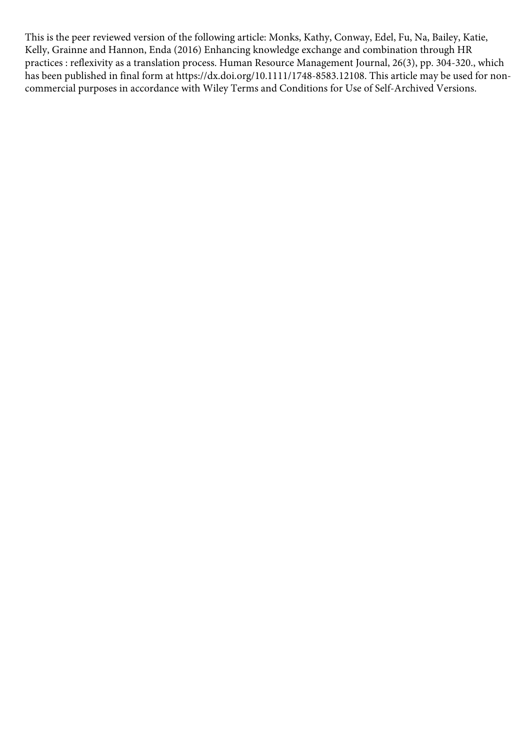This is the peer reviewed version of the following article: Monks, Kathy, Conway, Edel, Fu, Na, Bailey, Katie, Kelly, Grainne and Hannon, Enda (2016) Enhancing knowledge exchange and combination through HR practices : reflexivity as a translation process. Human Resource Management Journal, 26(3), pp. 304-320., which has been published in final form at https://dx.doi.org/10.1111/1748-8583.12108. This article may be used for non-commercial purposes in accordance with Wiley Terms and Conditions for Use of Self-Archived Versions.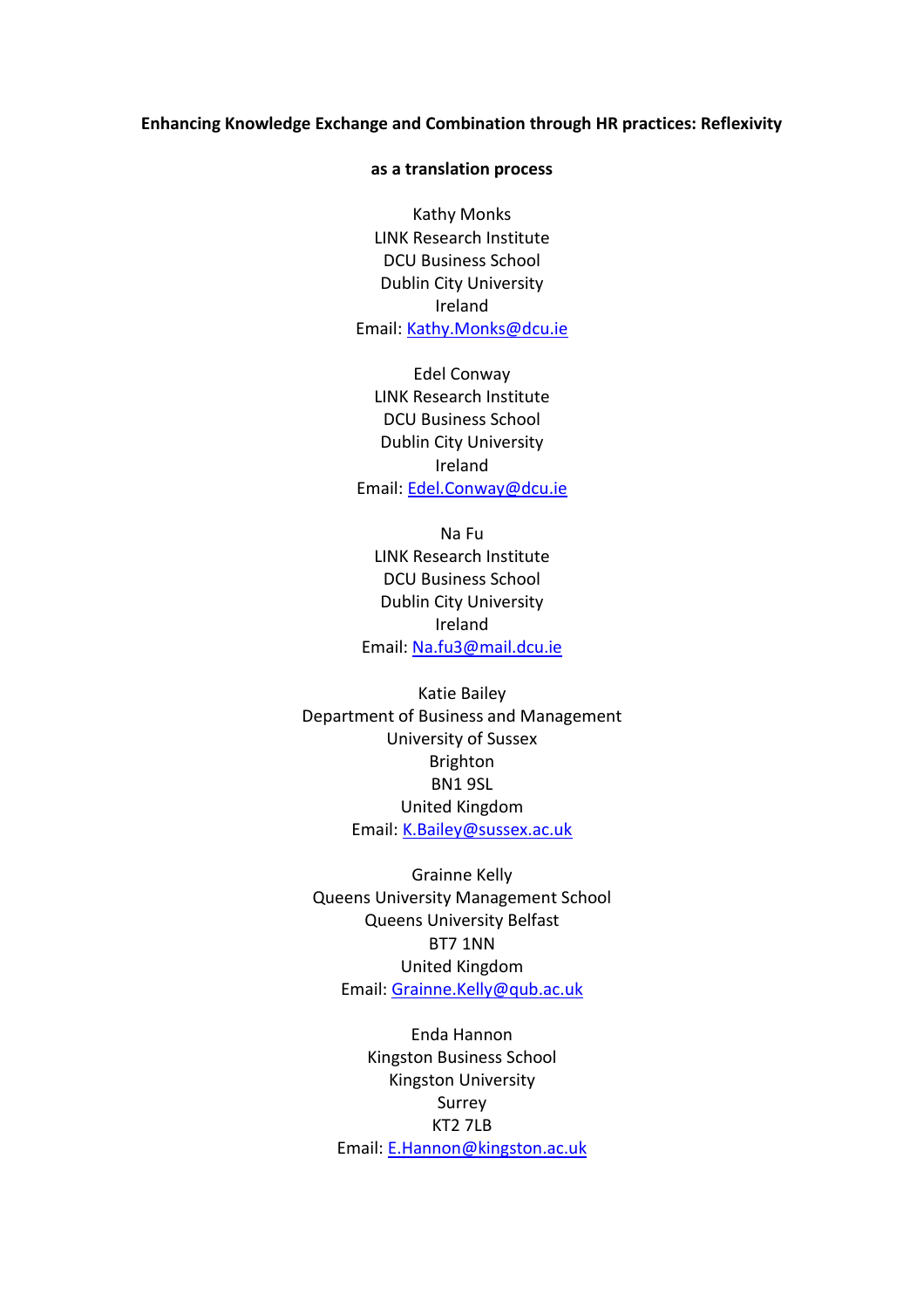**Enhancing Knowledge Exchange and Combination through HR practices: Reflexivity as a translation process**

Kathy Monks
LINK Research Institute
DCU Business School
Dublin City University
Ireland
Email: Kathy.Monks@dcu.ie

Edel Conway
LINK Research Institute
DCU Business School
Dublin City University
Ireland
Email: Edel.Conway@dcu.ie

Na Fu
LINK Research Institute
DCU Business School
Dublin City University
Ireland
Email: Na.fu3@mail.dcu.ie

Katie Bailey
Department of Business and Management
University of Sussex
Brighton
BN1 9SL
United Kingdom
Email: K.Bailey@sussex.ac.uk

Grainne Kelly
Queens University Management School
Queens University Belfast
BT7 1NN
United Kingdom
Email: Grainne.Kelly@qub.ac.uk

Enda Hannon
Kingston Business School
Kingston University
Surrey
KT2 7LB
Email: E.Hannon@kingston.ac.uk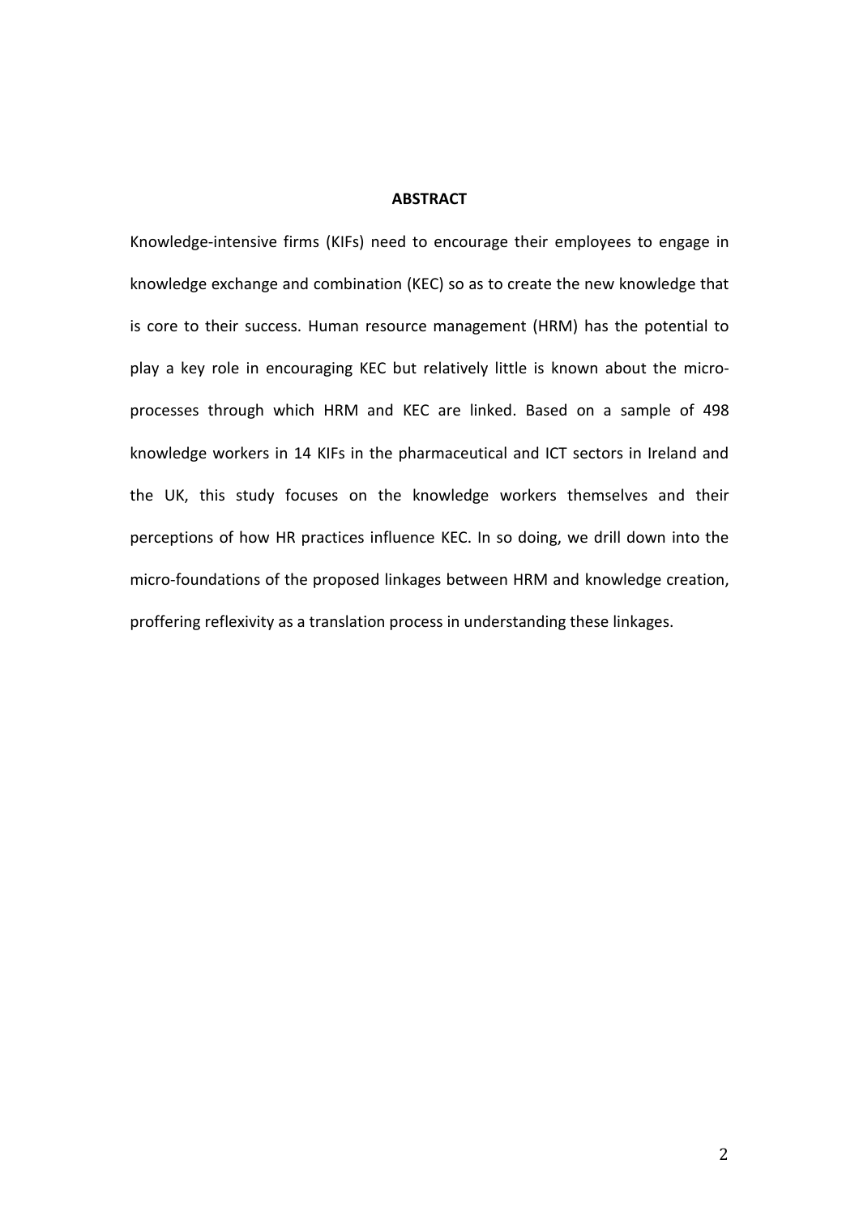## ABSTRACT

Knowledge-intensive firms (KIFs) need to encourage their employees to engage in knowledge exchange and combination (KEC) so as to create the new knowledge that is core to their success. Human resource management (HRM) has the potential to play a key role in encouraging KEC but relatively little is known about the micro-processes through which HRM and KEC are linked. Based on a sample of 498 knowledge workers in 14 KIFs in the pharmaceutical and ICT sectors in Ireland and the UK, this study focuses on the knowledge workers themselves and their perceptions of how HR practices influence KEC. In so doing, we drill down into the micro-foundations of the proposed linkages between HRM and knowledge creation, proffering reflexivity as a translation process in understanding these linkages.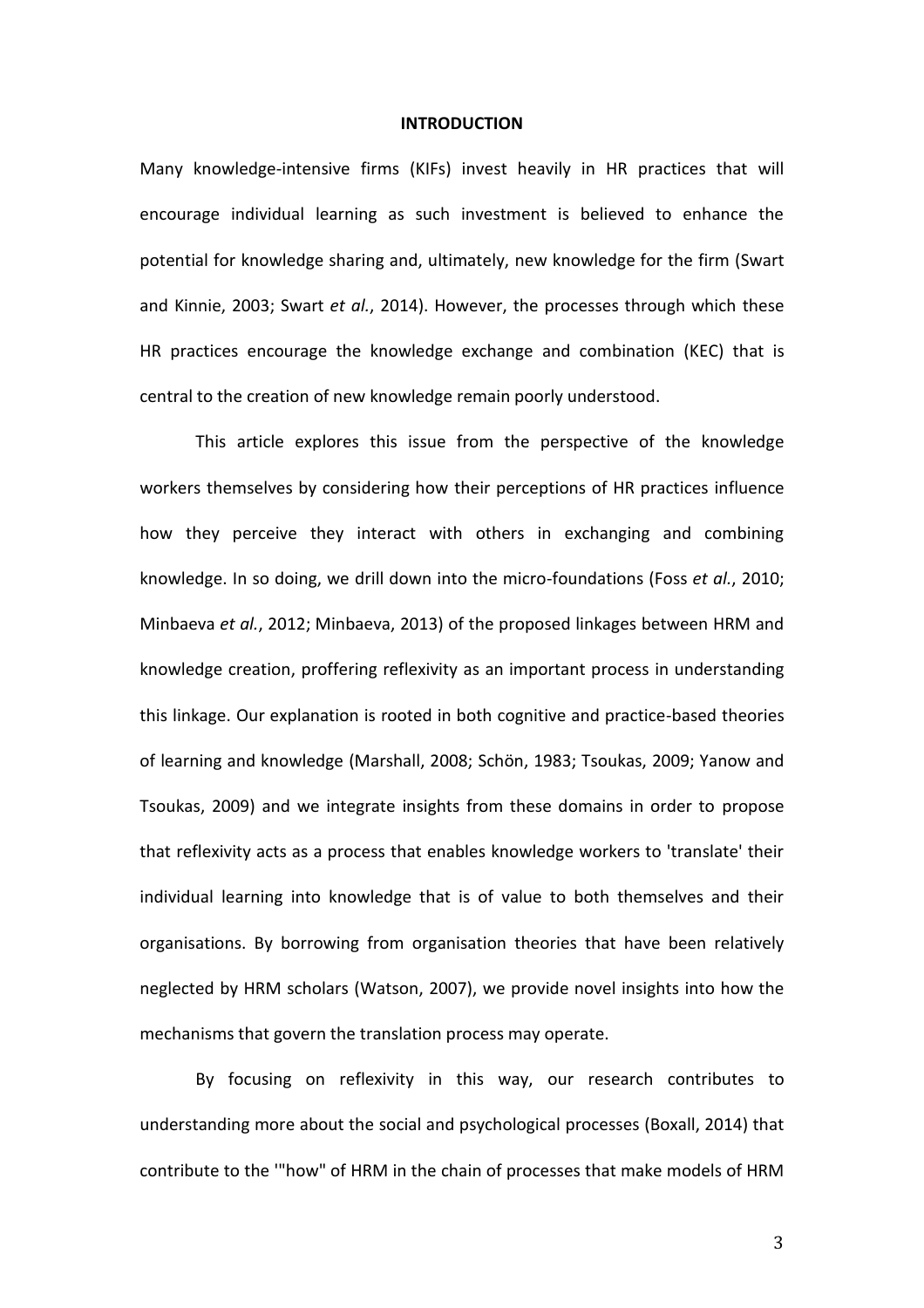# INTRODUCTION

Many knowledge-intensive firms (KIFs) invest heavily in HR practices that will encourage individual learning as such investment is believed to enhance the potential for knowledge sharing and, ultimately, new knowledge for the firm (Swart and Kinnie, 2003; Swart *et al.*, 2014). However, the processes through which these HR practices encourage the knowledge exchange and combination (KEC) that is central to the creation of new knowledge remain poorly understood.

This article explores this issue from the perspective of the knowledge workers themselves by considering how their perceptions of HR practices influence how they perceive they interact with others in exchanging and combining knowledge. In so doing, we drill down into the micro-foundations (Foss *et al.*, 2010; Minbaeva *et al.*, 2012; Minbaeva, 2013) of the proposed linkages between HRM and knowledge creation, proffering reflexivity as an important process in understanding this linkage. Our explanation is rooted in both cognitive and practice-based theories of learning and knowledge (Marshall, 2008; Schön, 1983; Tsoukas, 2009; Yanow and Tsoukas, 2009) and we integrate insights from these domains in order to propose that reflexivity acts as a process that enables knowledge workers to 'translate' their individual learning into knowledge that is of value to both themselves and their organisations. By borrowing from organisation theories that have been relatively neglected by HRM scholars (Watson, 2007), we provide novel insights into how the mechanisms that govern the translation process may operate.

By focusing on reflexivity in this way, our research contributes to understanding more about the social and psychological processes (Boxall, 2014) that contribute to the '"how" of HRM in the chain of processes that make models of HRM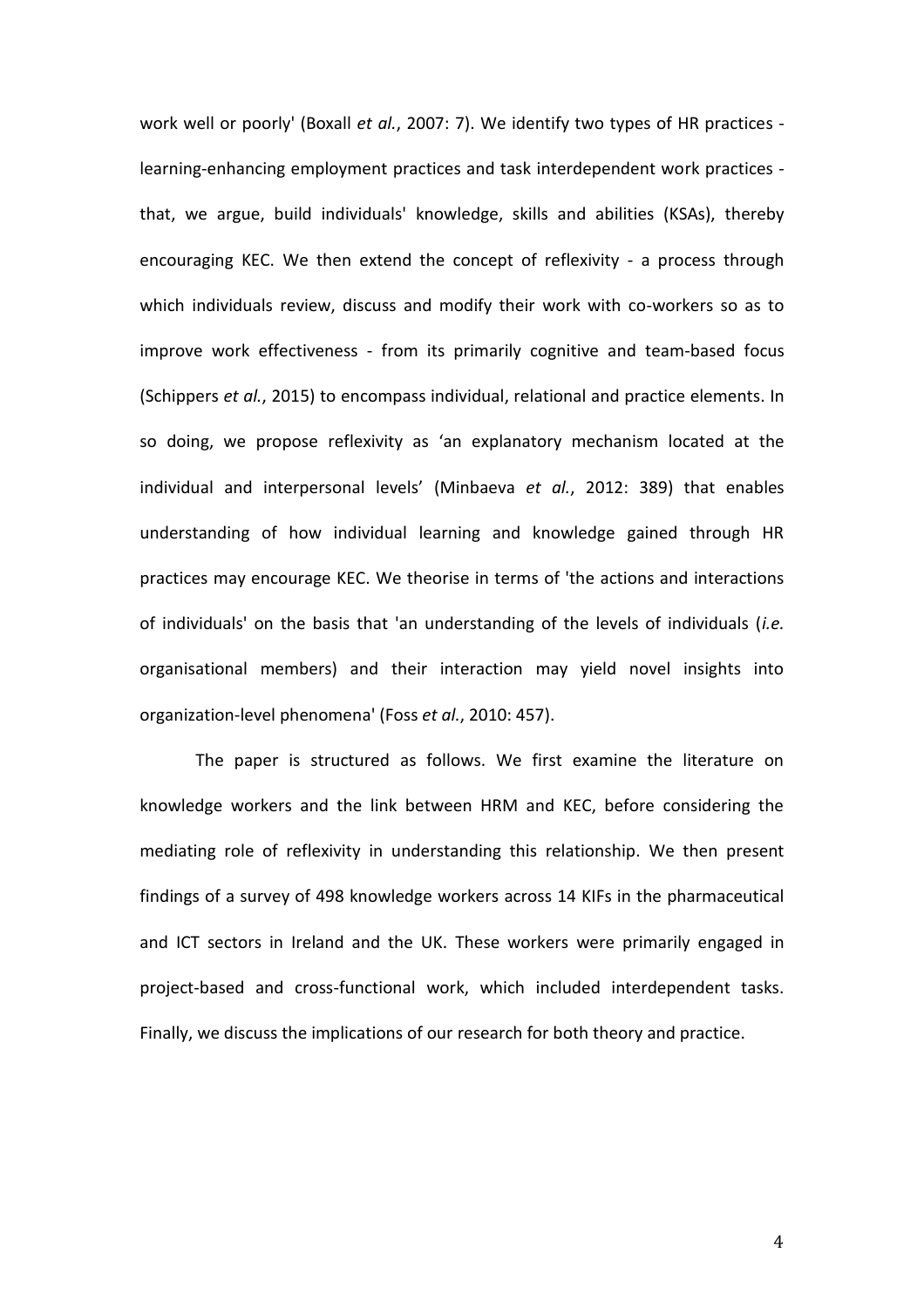work well or poorly' (Boxall *et al.*, 2007: 7). We identify two types of HR practices - learning-enhancing employment practices and task interdependent work practices - that, we argue, build individuals' knowledge, skills and abilities (KSAs), thereby encouraging KEC. We then extend the concept of reflexivity - a process through which individuals review, discuss and modify their work with co-workers so as to improve work effectiveness - from its primarily cognitive and team-based focus (Schippers *et al.*, 2015) to encompass individual, relational and practice elements. In so doing, we propose reflexivity as 'an explanatory mechanism located at the individual and interpersonal levels' (Minbaeva *et al.*, 2012: 389) that enables understanding of how individual learning and knowledge gained through HR practices may encourage KEC. We theorise in terms of 'the actions and interactions of individuals' on the basis that 'an understanding of the levels of individuals (*i.e.* organisational members) and their interaction may yield novel insights into organization-level phenomena' (Foss *et al.*, 2010: 457).

The paper is structured as follows. We first examine the literature on knowledge workers and the link between HRM and KEC, before considering the mediating role of reflexivity in understanding this relationship. We then present findings of a survey of 498 knowledge workers across 14 KIFs in the pharmaceutical and ICT sectors in Ireland and the UK. These workers were primarily engaged in project-based and cross-functional work, which included interdependent tasks. Finally, we discuss the implications of our research for both theory and practice.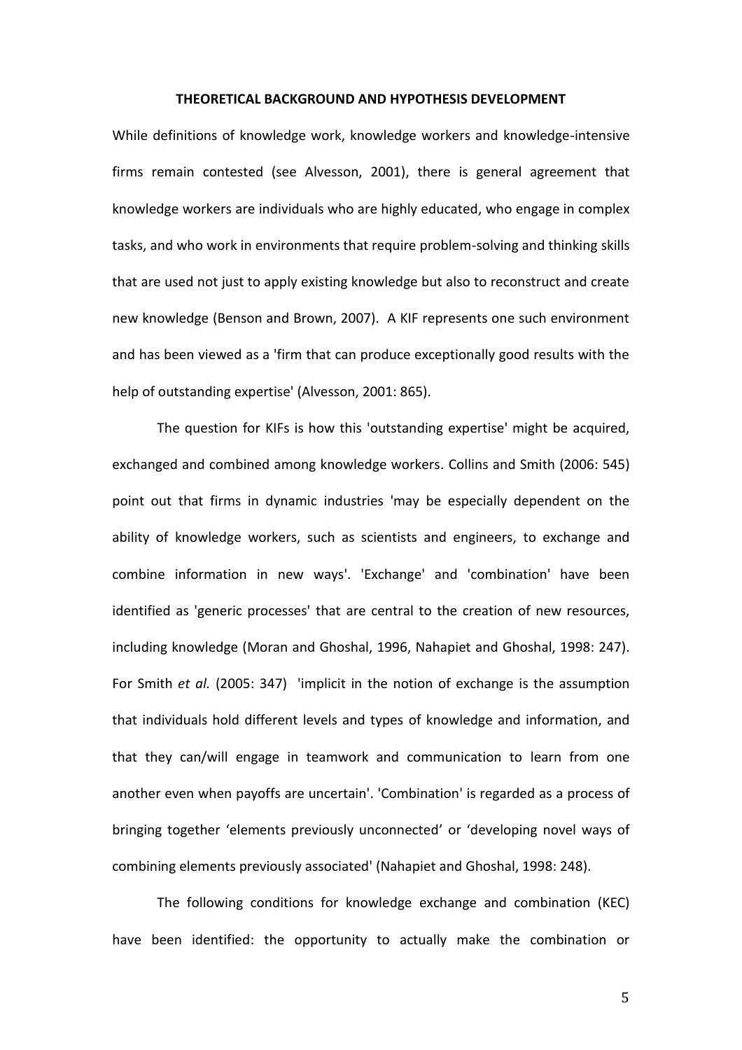## THEORETICAL BACKGROUND AND HYPOTHESIS DEVELOPMENT

While definitions of knowledge work, knowledge workers and knowledge-intensive firms remain contested (see Alvesson, 2001), there is general agreement that knowledge workers are individuals who are highly educated, who engage in complex tasks, and who work in environments that require problem-solving and thinking skills that are used not just to apply existing knowledge but also to reconstruct and create new knowledge (Benson and Brown, 2007). A KIF represents one such environment and has been viewed as a 'firm that can produce exceptionally good results with the help of outstanding expertise' (Alvesson, 2001: 865).

The question for KIFs is how this 'outstanding expertise' might be acquired, exchanged and combined among knowledge workers. Collins and Smith (2006: 545) point out that firms in dynamic industries 'may be especially dependent on the ability of knowledge workers, such as scientists and engineers, to exchange and combine information in new ways'. 'Exchange' and 'combination' have been identified as 'generic processes' that are central to the creation of new resources, including knowledge (Moran and Ghoshal, 1996, Nahapiet and Ghoshal, 1998: 247). For Smith *et al.* (2005: 347) 'implicit in the notion of exchange is the assumption that individuals hold different levels and types of knowledge and information, and that they can/will engage in teamwork and communication to learn from one another even when payoffs are uncertain'. 'Combination' is regarded as a process of bringing together 'elements previously unconnected' or 'developing novel ways of combining elements previously associated' (Nahapiet and Ghoshal, 1998: 248).

The following conditions for knowledge exchange and combination (KEC) have been identified: the opportunity to actually make the combination or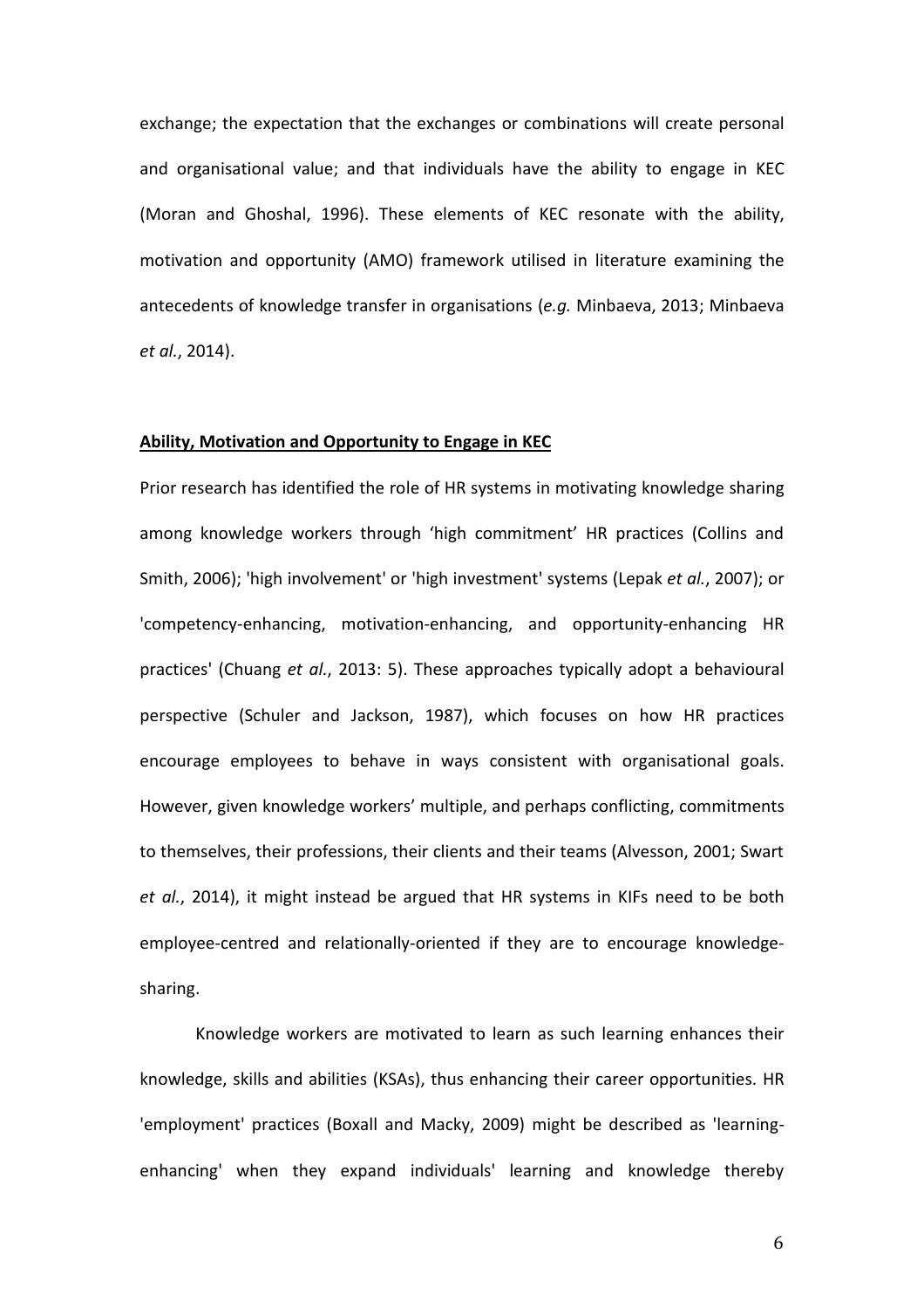exchange; the expectation that the exchanges or combinations will create personal and organisational value; and that individuals have the ability to engage in KEC (Moran and Ghoshal, 1996). These elements of KEC resonate with the ability, motivation and opportunity (AMO) framework utilised in literature examining the antecedents of knowledge transfer in organisations (*e.g.* Minbaeva, 2013; Minbaeva *et al.*, 2014).

**Ability, Motivation and Opportunity to Engage in KEC**

Prior research has identified the role of HR systems in motivating knowledge sharing among knowledge workers through 'high commitment' HR practices (Collins and Smith, 2006); 'high involvement' or 'high investment' systems (Lepak *et al.*, 2007); or 'competency-enhancing, motivation-enhancing, and opportunity-enhancing HR practices' (Chuang *et al.*, 2013: 5). These approaches typically adopt a behavioural perspective (Schuler and Jackson, 1987), which focuses on how HR practices encourage employees to behave in ways consistent with organisational goals. However, given knowledge workers' multiple, and perhaps conflicting, commitments to themselves, their professions, their clients and their teams (Alvesson, 2001; Swart *et al.*, 2014), it might instead be argued that HR systems in KIFs need to be both employee-centred and relationally-oriented if they are to encourage knowledge-sharing.

Knowledge workers are motivated to learn as such learning enhances their knowledge, skills and abilities (KSAs), thus enhancing their career opportunities. HR 'employment' practices (Boxall and Macky, 2009) might be described as 'learning-enhancing' when they expand individuals' learning and knowledge thereby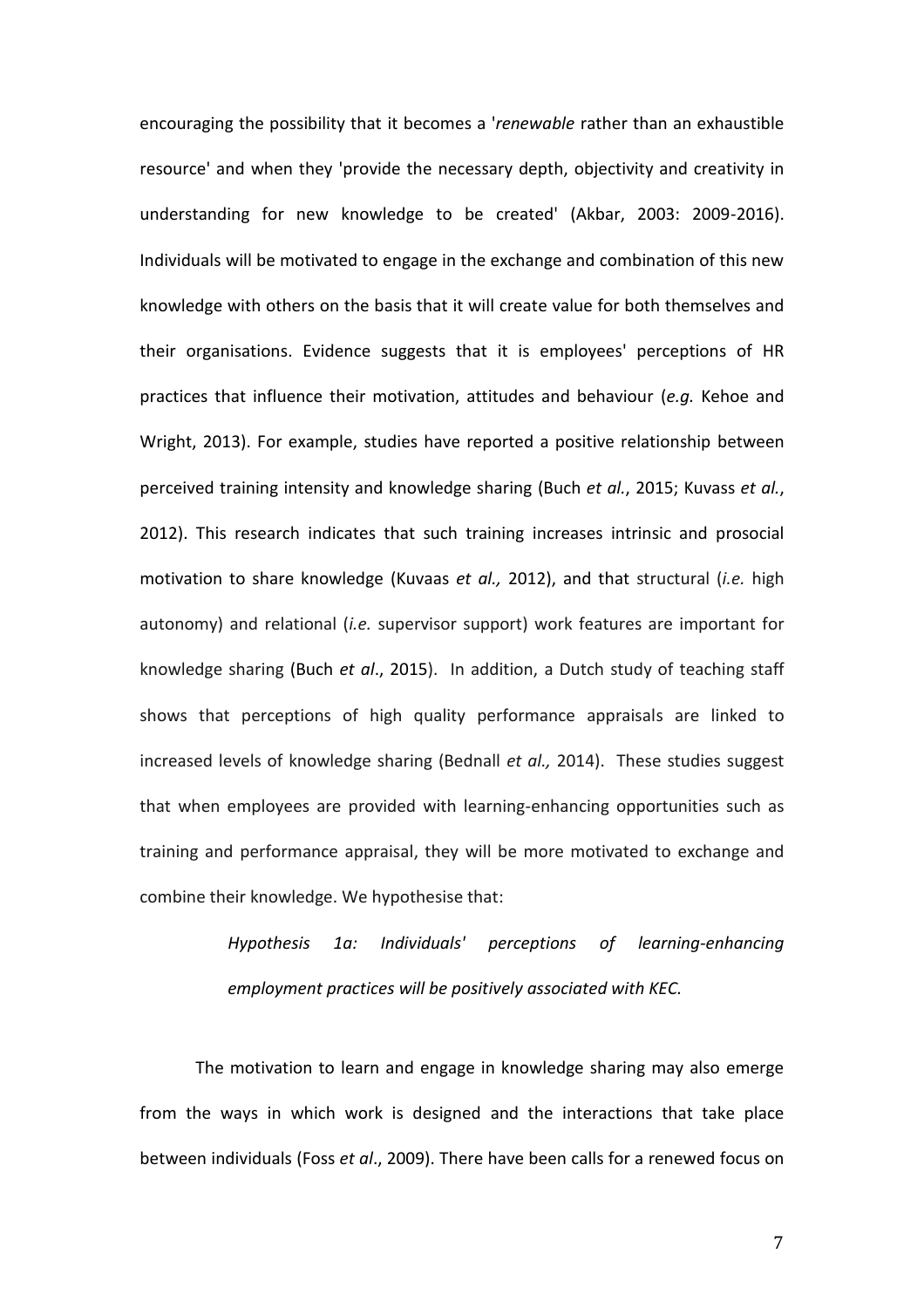encouraging the possibility that it becomes a '*renewable* rather than an exhaustible resource' and when they 'provide the necessary depth, objectivity and creativity in understanding for new knowledge to be created' (Akbar, 2003: 2009-2016). Individuals will be motivated to engage in the exchange and combination of this new knowledge with others on the basis that it will create value for both themselves and their organisations. Evidence suggests that it is employees' perceptions of HR practices that influence their motivation, attitudes and behaviour (*e.g.* Kehoe and Wright, 2013). For example, studies have reported a positive relationship between perceived training intensity and knowledge sharing (Buch *et al.*, 2015; Kuvass *et al.*, 2012). This research indicates that such training increases intrinsic and prosocial motivation to share knowledge (Kuvaas *et al.,* 2012), and that structural (*i.e.* high autonomy) and relational (*i.e.* supervisor support) work features are important for knowledge sharing (Buch *et al*., 2015). In addition, a Dutch study of teaching staff shows that perceptions of high quality performance appraisals are linked to increased levels of knowledge sharing (Bednall *et al.,* 2014). These studies suggest that when employees are provided with learning-enhancing opportunities such as training and performance appraisal, they will be more motivated to exchange and combine their knowledge. We hypothesise that:

> *Hypothesis 1a: Individuals' perceptions of learning-enhancing employment practices will be positively associated with KEC.*

The motivation to learn and engage in knowledge sharing may also emerge from the ways in which work is designed and the interactions that take place between individuals (Foss *et al*., 2009). There have been calls for a renewed focus on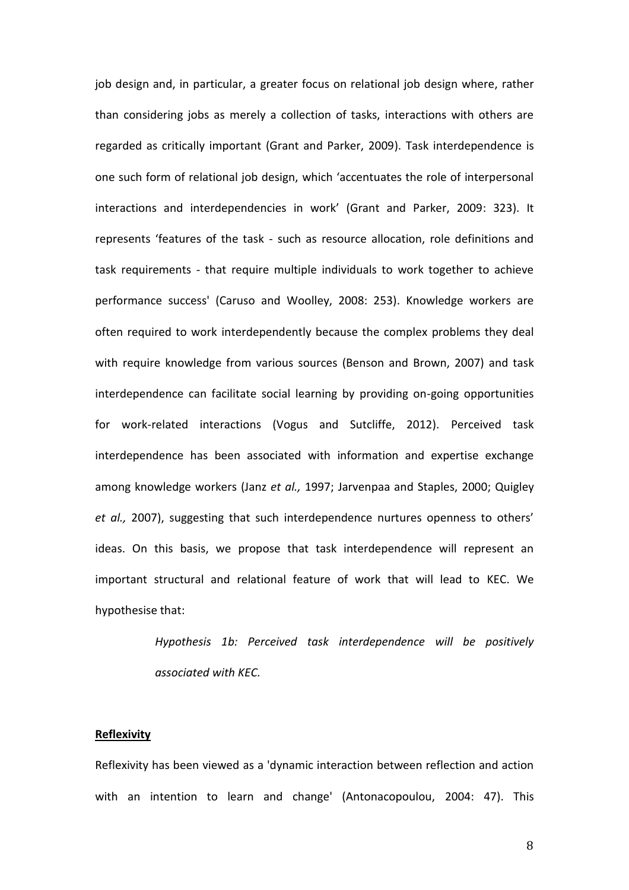job design and, in particular, a greater focus on relational job design where, rather than considering jobs as merely a collection of tasks, interactions with others are regarded as critically important (Grant and Parker, 2009). Task interdependence is one such form of relational job design, which 'accentuates the role of interpersonal interactions and interdependencies in work' (Grant and Parker, 2009: 323). It represents 'features of the task - such as resource allocation, role definitions and task requirements - that require multiple individuals to work together to achieve performance success' (Caruso and Woolley, 2008: 253). Knowledge workers are often required to work interdependently because the complex problems they deal with require knowledge from various sources (Benson and Brown, 2007) and task interdependence can facilitate social learning by providing on-going opportunities for work-related interactions (Vogus and Sutcliffe, 2012). Perceived task interdependence has been associated with information and expertise exchange among knowledge workers (Janz *et al.,* 1997; Jarvenpaa and Staples, 2000; Quigley *et al.,* 2007), suggesting that such interdependence nurtures openness to others' ideas. On this basis, we propose that task interdependence will represent an important structural and relational feature of work that will lead to KEC. We hypothesise that:

> *Hypothesis 1b: Perceived task interdependence will be positively associated with KEC.*

**Reflexivity**

Reflexivity has been viewed as a 'dynamic interaction between reflection and action with an intention to learn and change' (Antonacopoulou, 2004: 47). This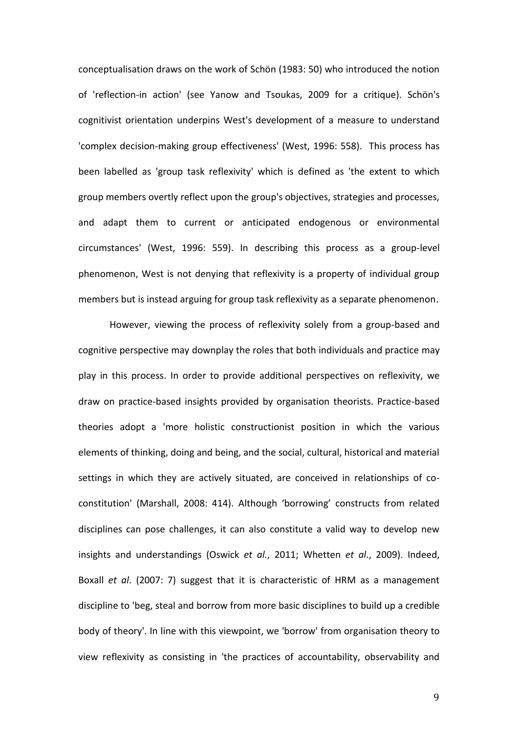conceptualisation draws on the work of Schön (1983: 50) who introduced the notion of 'reflection-in action' (see Yanow and Tsoukas, 2009 for a critique). Schön's cognitivist orientation underpins West's development of a measure to understand 'complex decision-making group effectiveness' (West, 1996: 558). This process has been labelled as 'group task reflexivity' which is defined as 'the extent to which group members overtly reflect upon the group's objectives, strategies and processes, and adapt them to current or anticipated endogenous or environmental circumstances' (West, 1996: 559). In describing this process as a group-level phenomenon, West is not denying that reflexivity is a property of individual group members but is instead arguing for group task reflexivity as a separate phenomenon.

However, viewing the process of reflexivity solely from a group-based and cognitive perspective may downplay the roles that both individuals and practice may play in this process. In order to provide additional perspectives on reflexivity, we draw on practice-based insights provided by organisation theorists. Practice-based theories adopt a 'more holistic constructionist position in which the various elements of thinking, doing and being, and the social, cultural, historical and material settings in which they are actively situated, are conceived in relationships of co-constitution' (Marshall, 2008: 414). Although 'borrowing' constructs from related disciplines can pose challenges, it can also constitute a valid way to develop new insights and understandings (Oswick *et al.*, 2011; Whetten *et al*., 2009). Indeed, Boxall *et al*. (2007: 7) suggest that it is characteristic of HRM as a management discipline to 'beg, steal and borrow from more basic disciplines to build up a credible body of theory'. In line with this viewpoint, we 'borrow' from organisation theory to view reflexivity as consisting in 'the practices of accountability, observability and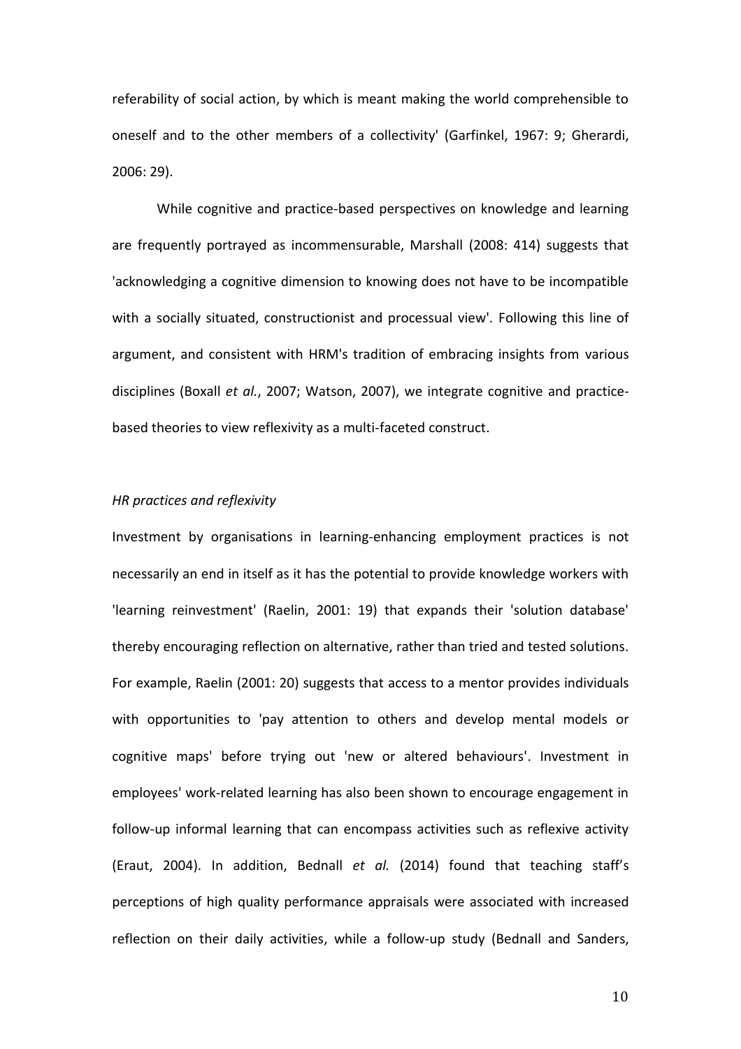referability of social action, by which is meant making the world comprehensible to oneself and to the other members of a collectivity' (Garfinkel, 1967: 9; Gherardi, 2006: 29).

While cognitive and practice-based perspectives on knowledge and learning are frequently portrayed as incommensurable, Marshall (2008: 414) suggests that 'acknowledging a cognitive dimension to knowing does not have to be incompatible with a socially situated, constructionist and processual view'. Following this line of argument, and consistent with HRM's tradition of embracing insights from various disciplines (Boxall *et al.*, 2007; Watson, 2007), we integrate cognitive and practice-based theories to view reflexivity as a multi-faceted construct.

*HR practices and reflexivity*

Investment by organisations in learning-enhancing employment practices is not necessarily an end in itself as it has the potential to provide knowledge workers with 'learning reinvestment' (Raelin, 2001: 19) that expands their 'solution database' thereby encouraging reflection on alternative, rather than tried and tested solutions. For example, Raelin (2001: 20) suggests that access to a mentor provides individuals with opportunities to 'pay attention to others and develop mental models or cognitive maps' before trying out 'new or altered behaviours'. Investment in employees' work-related learning has also been shown to encourage engagement in follow-up informal learning that can encompass activities such as reflexive activity (Eraut, 2004). In addition, Bednall *et al.* (2014) found that teaching staff's perceptions of high quality performance appraisals were associated with increased reflection on their daily activities, while a follow-up study (Bednall and Sanders,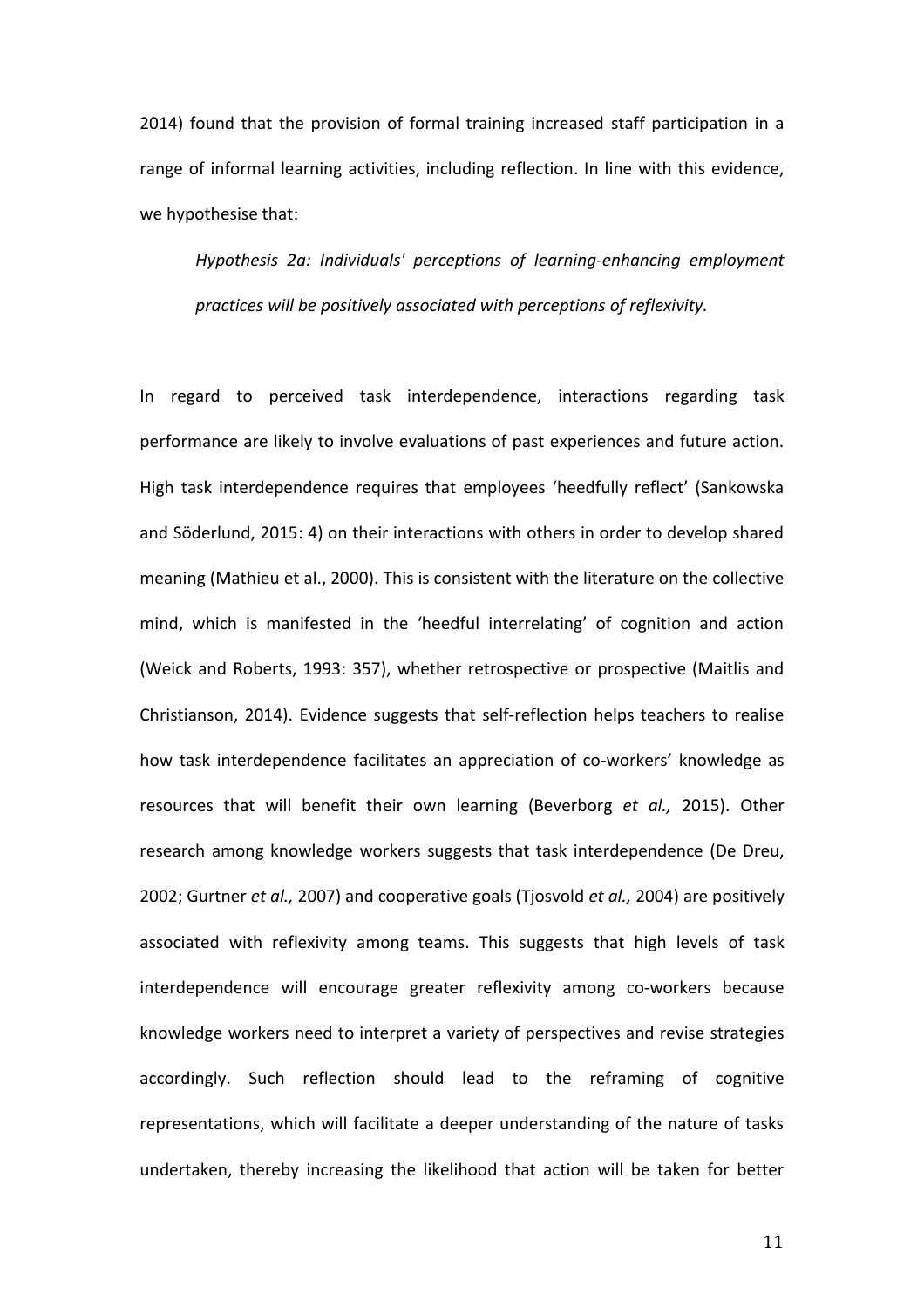2014) found that the provision of formal training increased staff participation in a range of informal learning activities, including reflection. In line with this evidence, we hypothesise that:

> *Hypothesis 2a: Individuals' perceptions of learning-enhancing employment practices will be positively associated with perceptions of reflexivity.*

In regard to perceived task interdependence, interactions regarding task performance are likely to involve evaluations of past experiences and future action. High task interdependence requires that employees 'heedfully reflect' (Sankowska and Söderlund, 2015: 4) on their interactions with others in order to develop shared meaning (Mathieu et al., 2000). This is consistent with the literature on the collective mind, which is manifested in the 'heedful interrelating' of cognition and action (Weick and Roberts, 1993: 357), whether retrospective or prospective (Maitlis and Christianson, 2014). Evidence suggests that self-reflection helps teachers to realise how task interdependence facilitates an appreciation of co-workers' knowledge as resources that will benefit their own learning (Beverborg *et al.,* 2015). Other research among knowledge workers suggests that task interdependence (De Dreu, 2002; Gurtner *et al.,* 2007) and cooperative goals (Tjosvold *et al.,* 2004) are positively associated with reflexivity among teams. This suggests that high levels of task interdependence will encourage greater reflexivity among co-workers because knowledge workers need to interpret a variety of perspectives and revise strategies accordingly. Such reflection should lead to the reframing of cognitive representations, which will facilitate a deeper understanding of the nature of tasks undertaken, thereby increasing the likelihood that action will be taken for better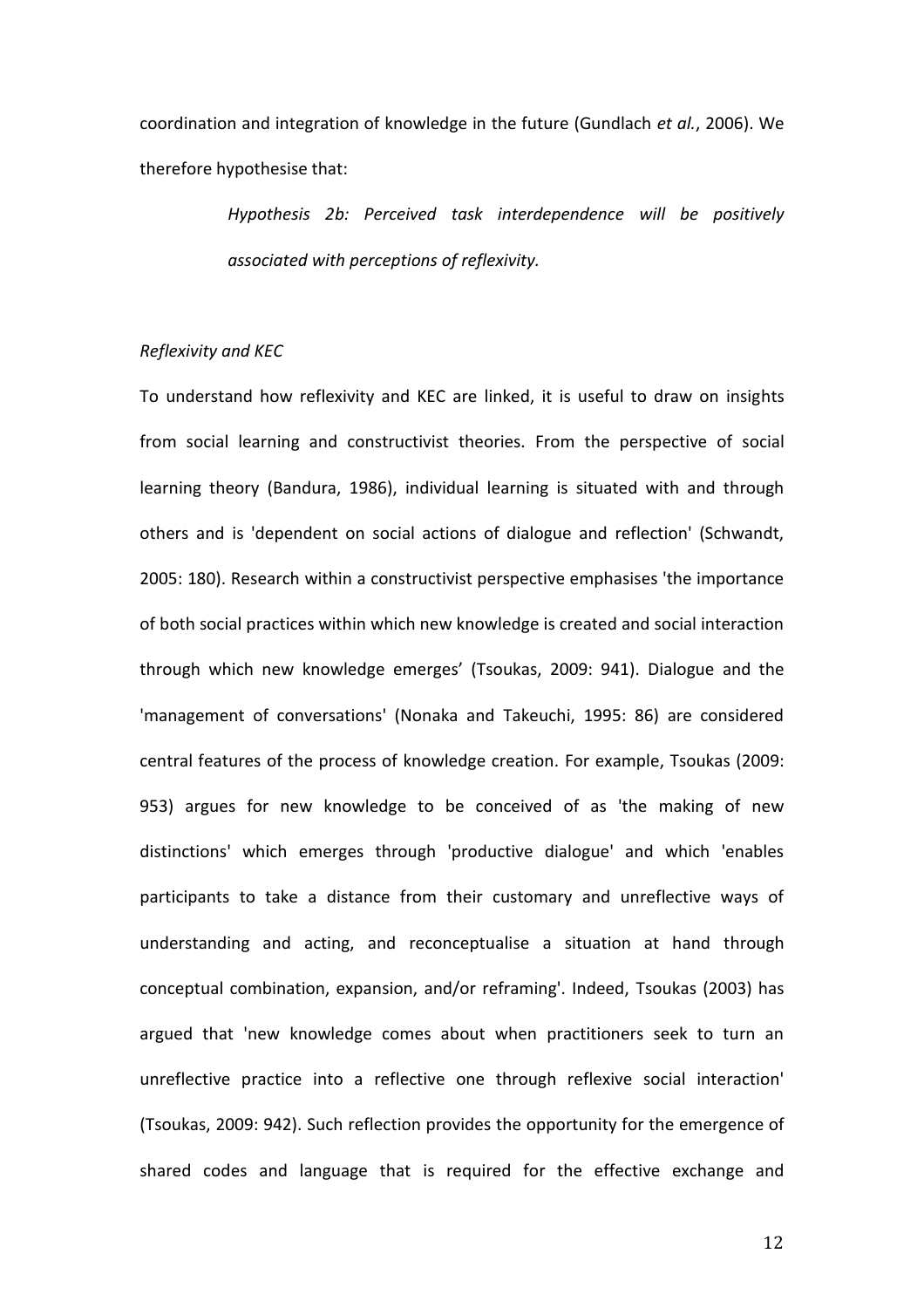coordination and integration of knowledge in the future (Gundlach *et al.*, 2006). We therefore hypothesise that:

> *Hypothesis 2b: Perceived task interdependence will be positively associated with perceptions of reflexivity.*

*Reflexivity and KEC*

To understand how reflexivity and KEC are linked, it is useful to draw on insights from social learning and constructivist theories. From the perspective of social learning theory (Bandura, 1986), individual learning is situated with and through others and is 'dependent on social actions of dialogue and reflection' (Schwandt, 2005: 180). Research within a constructivist perspective emphasises 'the importance of both social practices within which new knowledge is created and social interaction through which new knowledge emerges' (Tsoukas, 2009: 941). Dialogue and the 'management of conversations' (Nonaka and Takeuchi, 1995: 86) are considered central features of the process of knowledge creation. For example, Tsoukas (2009: 953) argues for new knowledge to be conceived of as 'the making of new distinctions' which emerges through 'productive dialogue' and which 'enables participants to take a distance from their customary and unreflective ways of understanding and acting, and reconceptualise a situation at hand through conceptual combination, expansion, and/or reframing'. Indeed, Tsoukas (2003) has argued that 'new knowledge comes about when practitioners seek to turn an unreflective practice into a reflective one through reflexive social interaction' (Tsoukas, 2009: 942). Such reflection provides the opportunity for the emergence of shared codes and language that is required for the effective exchange and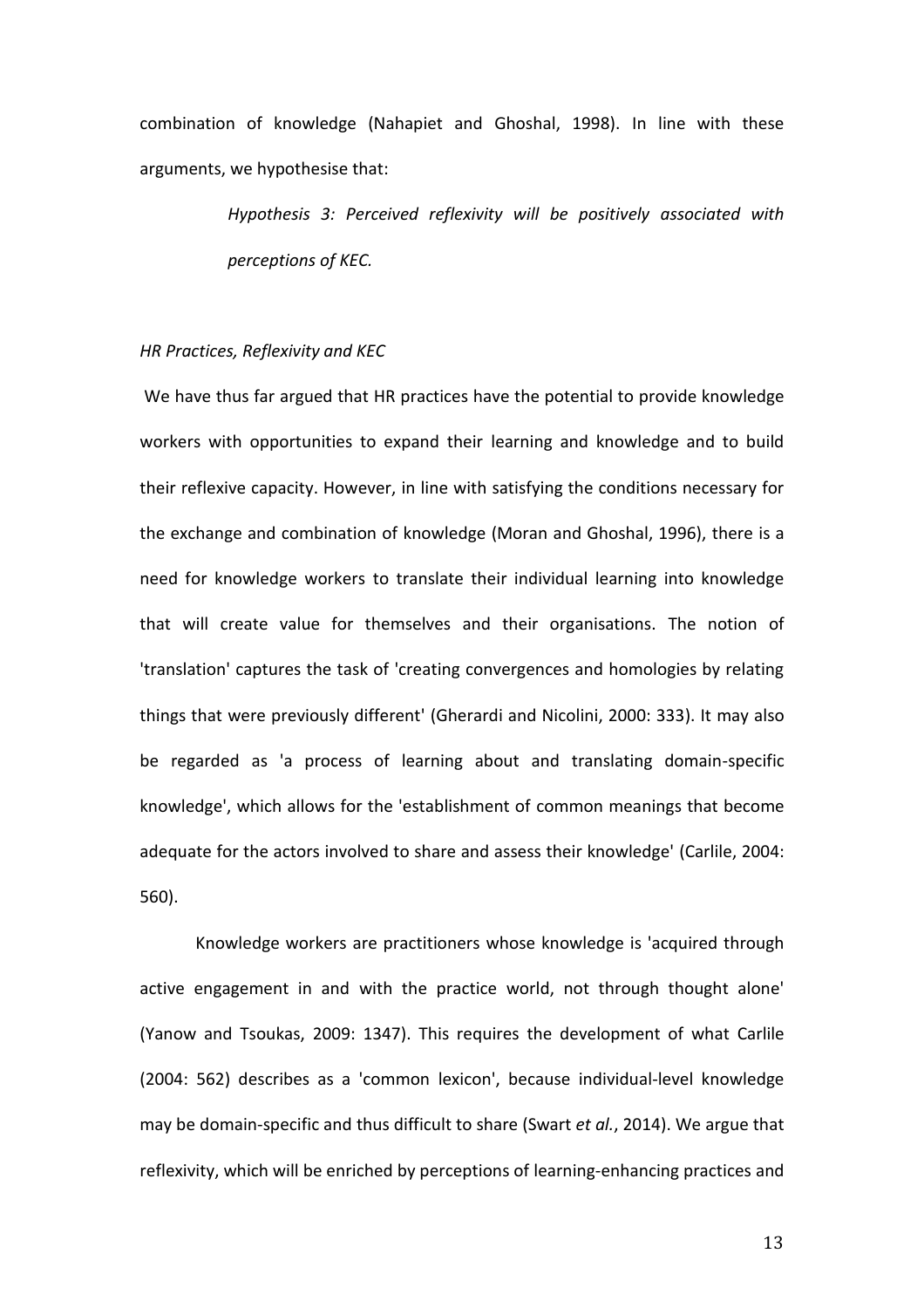combination of knowledge (Nahapiet and Ghoshal, 1998). In line with these arguments, we hypothesise that:

> *Hypothesis 3: Perceived reflexivity will be positively associated with perceptions of KEC.*

*HR Practices, Reflexivity and KEC*

We have thus far argued that HR practices have the potential to provide knowledge workers with opportunities to expand their learning and knowledge and to build their reflexive capacity. However, in line with satisfying the conditions necessary for the exchange and combination of knowledge (Moran and Ghoshal, 1996), there is a need for knowledge workers to translate their individual learning into knowledge that will create value for themselves and their organisations. The notion of 'translation' captures the task of 'creating convergences and homologies by relating things that were previously different' (Gherardi and Nicolini, 2000: 333). It may also be regarded as 'a process of learning about and translating domain-specific knowledge', which allows for the 'establishment of common meanings that become adequate for the actors involved to share and assess their knowledge' (Carlile, 2004: 560).

Knowledge workers are practitioners whose knowledge is 'acquired through active engagement in and with the practice world, not through thought alone' (Yanow and Tsoukas, 2009: 1347). This requires the development of what Carlile (2004: 562) describes as a 'common lexicon', because individual-level knowledge may be domain-specific and thus difficult to share (Swart *et al.*, 2014). We argue that reflexivity, which will be enriched by perceptions of learning-enhancing practices and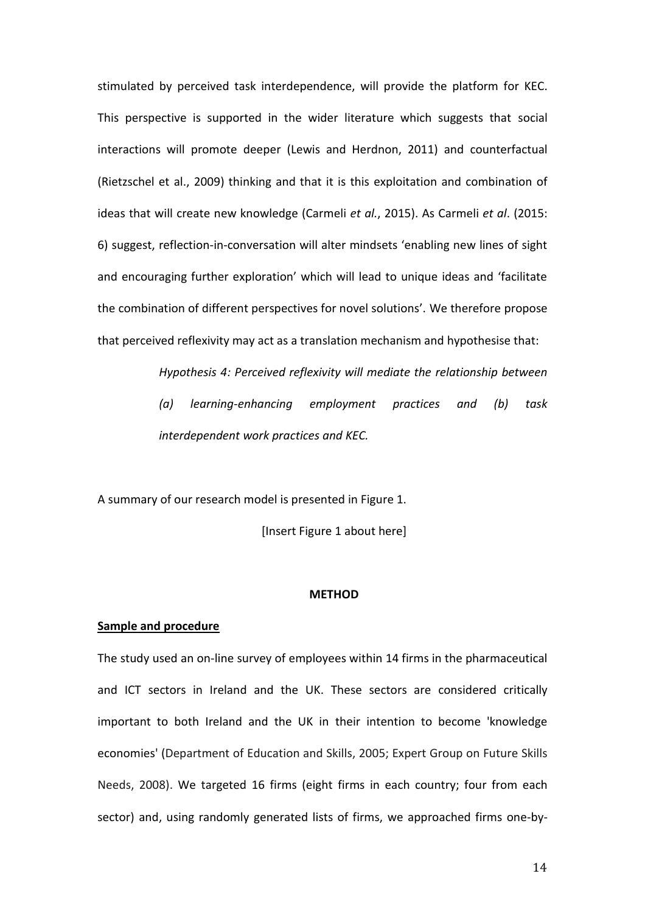stimulated by perceived task interdependence, will provide the platform for KEC. This perspective is supported in the wider literature which suggests that social interactions will promote deeper (Lewis and Herdnon, 2011) and counterfactual (Rietzschel et al., 2009) thinking and that it is this exploitation and combination of ideas that will create new knowledge (Carmeli *et al.*, 2015). As Carmeli *et al*. (2015: 6) suggest, reflection-in-conversation will alter mindsets 'enabling new lines of sight and encouraging further exploration' which will lead to unique ideas and 'facilitate the combination of different perspectives for novel solutions'. We therefore propose that perceived reflexivity may act as a translation mechanism and hypothesise that:

> *Hypothesis 4: Perceived reflexivity will mediate the relationship between (a) learning-enhancing employment practices and (b) task interdependent work practices and KEC.*

A summary of our research model is presented in Figure 1.

[Insert Figure 1 about here]

## METHOD

### Sample and procedure

The study used an on-line survey of employees within 14 firms in the pharmaceutical and ICT sectors in Ireland and the UK. These sectors are considered critically important to both Ireland and the UK in their intention to become 'knowledge economies' (Department of Education and Skills, 2005; Expert Group on Future Skills Needs, 2008). We targeted 16 firms (eight firms in each country; four from each sector) and, using randomly generated lists of firms, we approached firms one-by-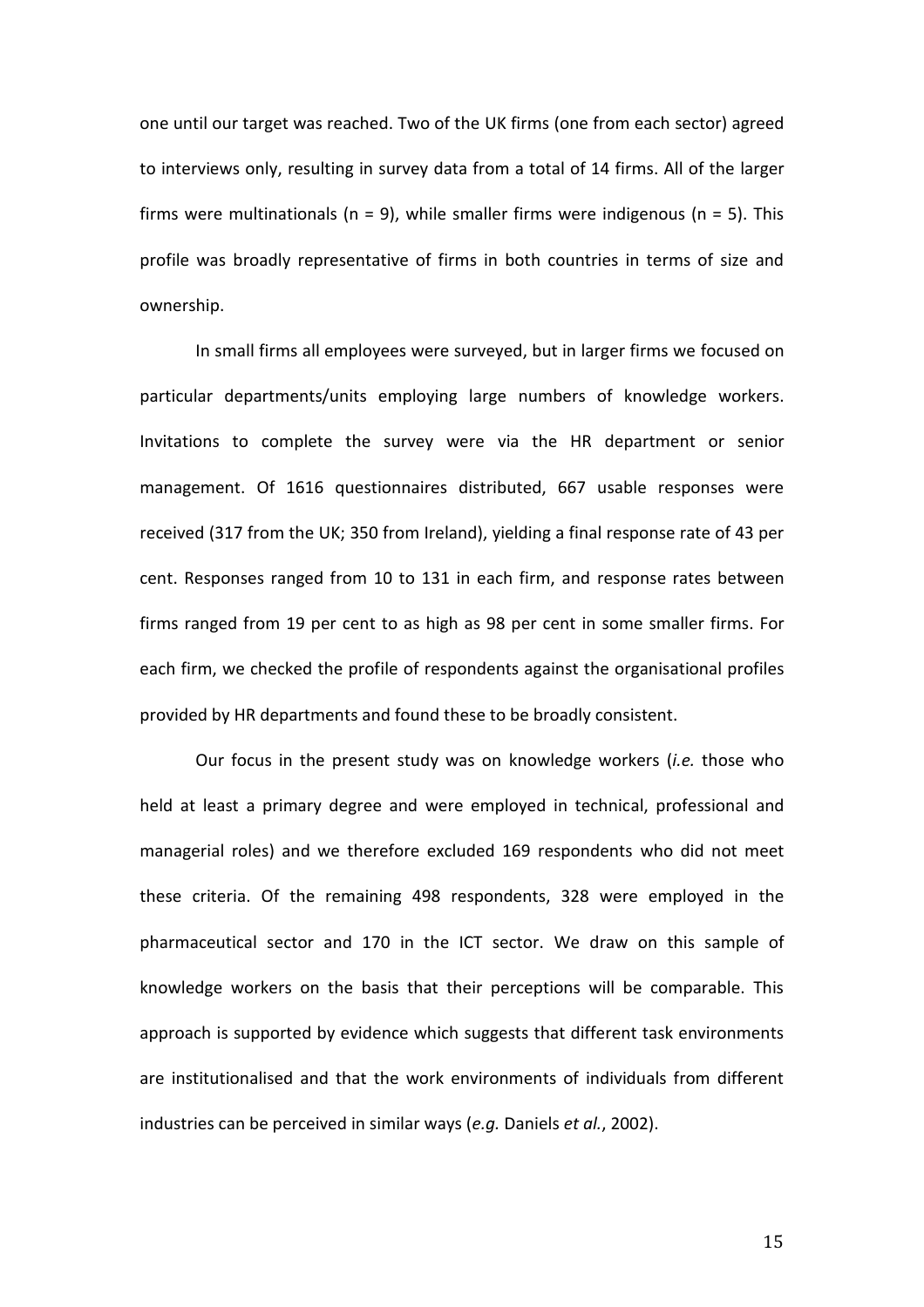one until our target was reached. Two of the UK firms (one from each sector) agreed to interviews only, resulting in survey data from a total of 14 firms. All of the larger firms were multinationals (n = 9), while smaller firms were indigenous (n = 5). This profile was broadly representative of firms in both countries in terms of size and ownership.

In small firms all employees were surveyed, but in larger firms we focused on particular departments/units employing large numbers of knowledge workers. Invitations to complete the survey were via the HR department or senior management. Of 1616 questionnaires distributed, 667 usable responses were received (317 from the UK; 350 from Ireland), yielding a final response rate of 43 per cent. Responses ranged from 10 to 131 in each firm, and response rates between firms ranged from 19 per cent to as high as 98 per cent in some smaller firms. For each firm, we checked the profile of respondents against the organisational profiles provided by HR departments and found these to be broadly consistent.

Our focus in the present study was on knowledge workers (*i.e.* those who held at least a primary degree and were employed in technical, professional and managerial roles) and we therefore excluded 169 respondents who did not meet these criteria. Of the remaining 498 respondents, 328 were employed in the pharmaceutical sector and 170 in the ICT sector. We draw on this sample of knowledge workers on the basis that their perceptions will be comparable. This approach is supported by evidence which suggests that different task environments are institutionalised and that the work environments of individuals from different industries can be perceived in similar ways (*e.g.* Daniels *et al.*, 2002).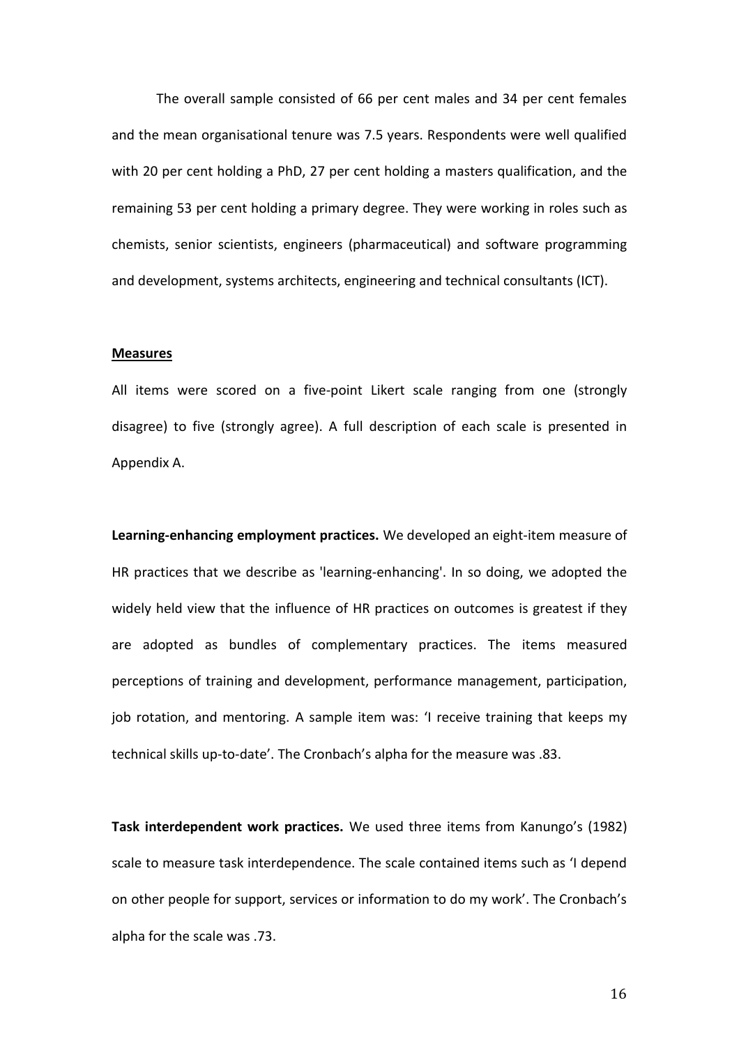The overall sample consisted of 66 per cent males and 34 per cent females and the mean organisational tenure was 7.5 years. Respondents were well qualified with 20 per cent holding a PhD, 27 per cent holding a masters qualification, and the remaining 53 per cent holding a primary degree. They were working in roles such as chemists, senior scientists, engineers (pharmaceutical) and software programming and development, systems architects, engineering and technical consultants (ICT).

## Measures

All items were scored on a five-point Likert scale ranging from one (strongly disagree) to five (strongly agree). A full description of each scale is presented in Appendix A.

**Learning-enhancing employment practices.** We developed an eight-item measure of HR practices that we describe as 'learning-enhancing'. In so doing, we adopted the widely held view that the influence of HR practices on outcomes is greatest if they are adopted as bundles of complementary practices. The items measured perceptions of training and development, performance management, participation, job rotation, and mentoring. A sample item was: 'I receive training that keeps my technical skills up-to-date'. The Cronbach's alpha for the measure was .83.

**Task interdependent work practices.** We used three items from Kanungo's (1982) scale to measure task interdependence. The scale contained items such as 'I depend on other people for support, services or information to do my work'. The Cronbach's alpha for the scale was .73.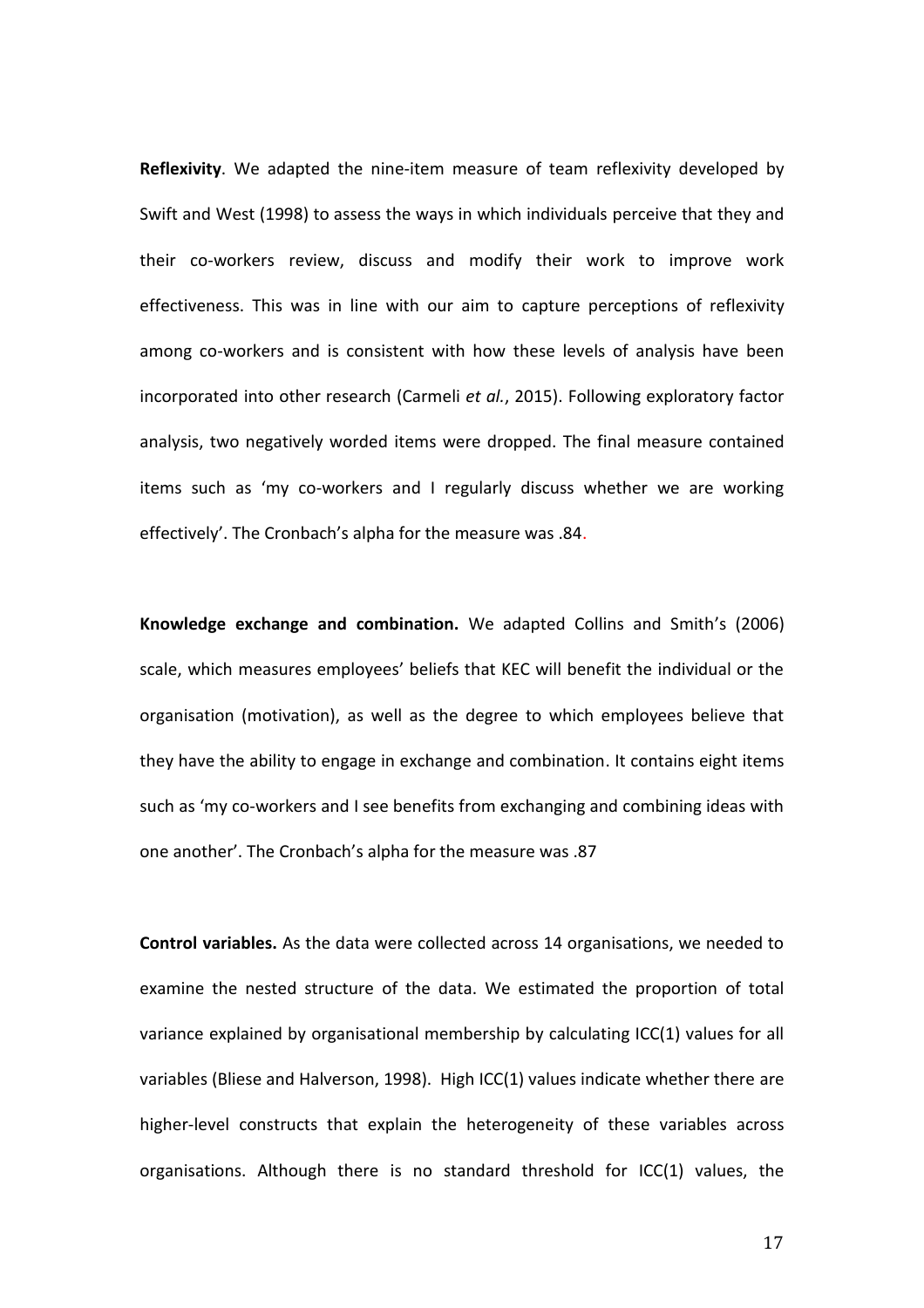**Reflexivity**. We adapted the nine-item measure of team reflexivity developed by Swift and West (1998) to assess the ways in which individuals perceive that they and their co-workers review, discuss and modify their work to improve work effectiveness. This was in line with our aim to capture perceptions of reflexivity among co-workers and is consistent with how these levels of analysis have been incorporated into other research (Carmeli *et al.*, 2015). Following exploratory factor analysis, two negatively worded items were dropped. The final measure contained items such as 'my co-workers and I regularly discuss whether we are working effectively'. The Cronbach's alpha for the measure was .84.

**Knowledge exchange and combination.** We adapted Collins and Smith's (2006) scale, which measures employees' beliefs that KEC will benefit the individual or the organisation (motivation), as well as the degree to which employees believe that they have the ability to engage in exchange and combination. It contains eight items such as 'my co-workers and I see benefits from exchanging and combining ideas with one another'. The Cronbach's alpha for the measure was .87

**Control variables.** As the data were collected across 14 organisations, we needed to examine the nested structure of the data. We estimated the proportion of total variance explained by organisational membership by calculating ICC(1) values for all variables (Bliese and Halverson, 1998). High ICC(1) values indicate whether there are higher-level constructs that explain the heterogeneity of these variables across organisations. Although there is no standard threshold for ICC(1) values, the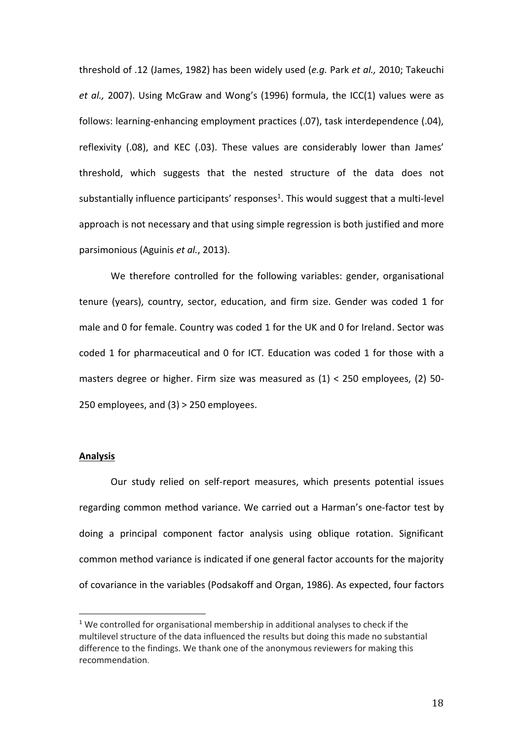threshold of .12 (James, 1982) has been widely used (*e.g.* Park *et al.,* 2010; Takeuchi *et al.,* 2007). Using McGraw and Wong's (1996) formula, the ICC(1) values were as follows: learning-enhancing employment practices (.07), task interdependence (.04), reflexivity (.08), and KEC (.03). These values are considerably lower than James' threshold, which suggests that the nested structure of the data does not substantially influence participants' responses[1]. This would suggest that a multi-level approach is not necessary and that using simple regression is both justified and more parsimonious (Aguinis *et al.*, 2013).

We therefore controlled for the following variables: gender, organisational tenure (years), country, sector, education, and firm size. Gender was coded 1 for male and 0 for female. Country was coded 1 for the UK and 0 for Ireland. Sector was coded 1 for pharmaceutical and 0 for ICT. Education was coded 1 for those with a masters degree or higher. Firm size was measured as (1) < 250 employees, (2) 50-250 employees, and (3) > 250 employees.

**Analysis**

Our study relied on self-report measures, which presents potential issues regarding common method variance. We carried out a Harman's one-factor test by doing a principal component factor analysis using oblique rotation. Significant common method variance is indicated if one general factor accounts for the majority of covariance in the variables (Podsakoff and Organ, 1986). As expected, four factors

[1] We controlled for organisational membership in additional analyses to check if the multilevel structure of the data influenced the results but doing this made no substantial difference to the findings. We thank one of the anonymous reviewers for making this recommendation.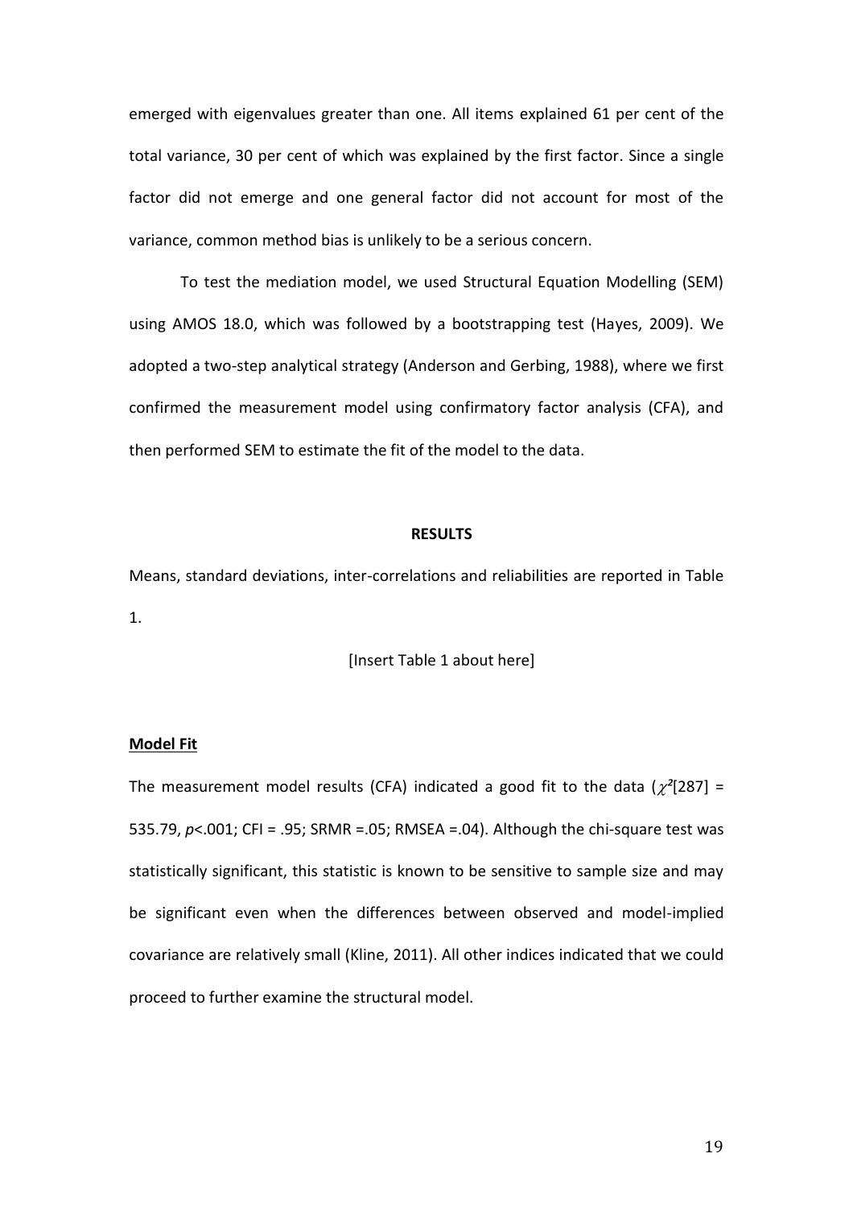emerged with eigenvalues greater than one. All items explained 61 per cent of the total variance, 30 per cent of which was explained by the first factor. Since a single factor did not emerge and one general factor did not account for most of the variance, common method bias is unlikely to be a serious concern.

To test the mediation model, we used Structural Equation Modelling (SEM) using AMOS 18.0, which was followed by a bootstrapping test (Hayes, 2009). We adopted a two-step analytical strategy (Anderson and Gerbing, 1988), where we first confirmed the measurement model using confirmatory factor analysis (CFA), and then performed SEM to estimate the fit of the model to the data.

## RESULTS

Means, standard deviations, inter-correlations and reliabilities are reported in Table 1.

[Insert Table 1 about here]

### Model Fit

The measurement model results (CFA) indicated a good fit to the data ($\chi^2$[287] = 535.79, $p$<.001; CFI = .95; SRMR =.05; RMSEA =.04). Although the chi-square test was statistically significant, this statistic is known to be sensitive to sample size and may be significant even when the differences between observed and model-implied covariance are relatively small (Kline, 2011). All other indices indicated that we could proceed to further examine the structural model.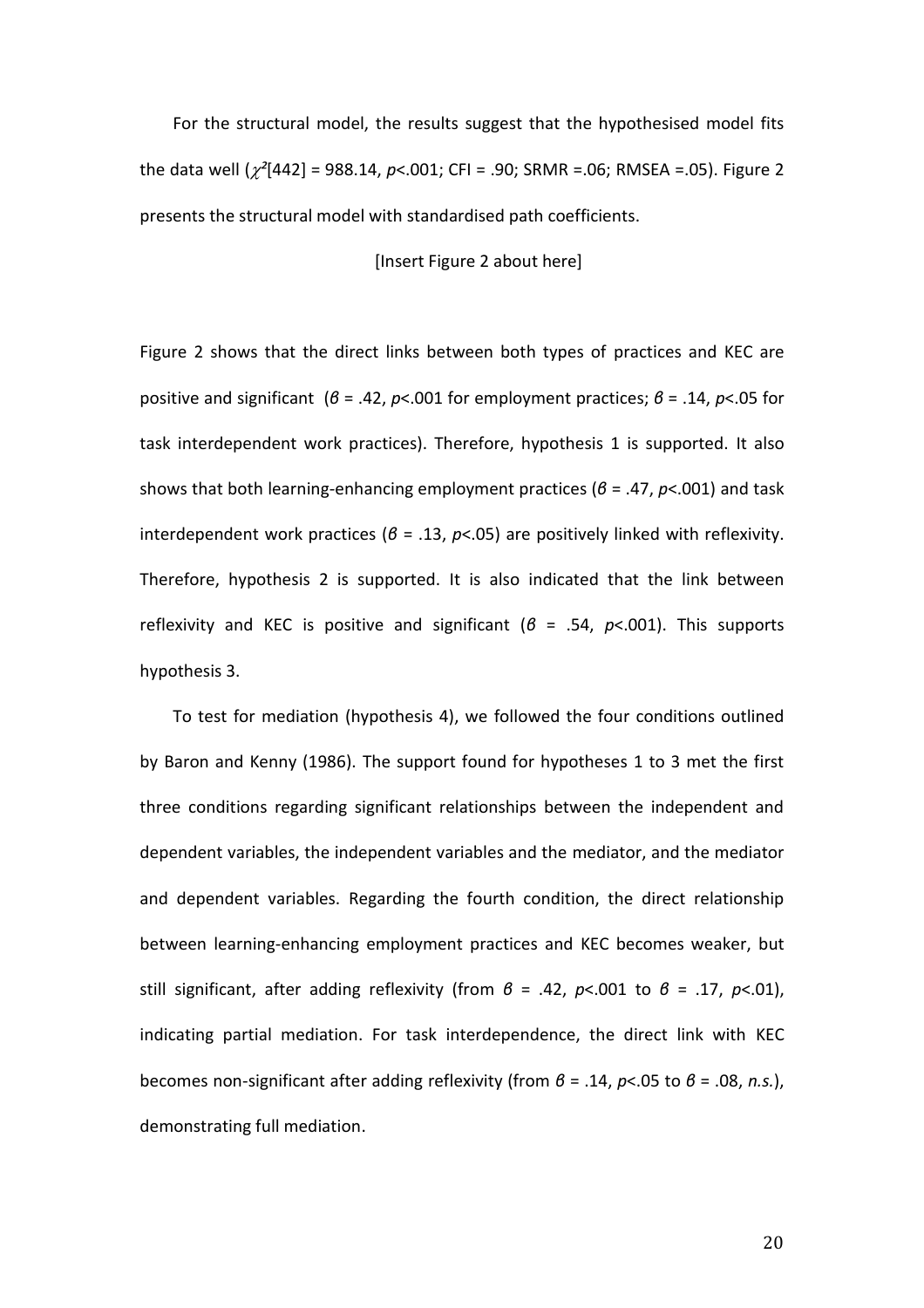For the structural model, the results suggest that the hypothesised model fits the data well ($\chi^2$[442] = 988.14, $p$<.001; CFI = .90; SRMR =.06; RMSEA =.05). Figure 2 presents the structural model with standardised path coefficients.

[Insert Figure 2 about here]

Figure 2 shows that the direct links between both types of practices and KEC are positive and significant ($\beta$ = .42, $p$<.001 for employment practices; $\beta$ = .14, $p$<.05 for task interdependent work practices). Therefore, hypothesis 1 is supported. It also shows that both learning-enhancing employment practices ($\beta$ = .47, $p$<.001) and task interdependent work practices ($\beta$ = .13, $p$<.05) are positively linked with reflexivity. Therefore, hypothesis 2 is supported. It is also indicated that the link between reflexivity and KEC is positive and significant ($\beta$ = .54, $p$<.001). This supports hypothesis 3.

To test for mediation (hypothesis 4), we followed the four conditions outlined by Baron and Kenny (1986). The support found for hypotheses 1 to 3 met the first three conditions regarding significant relationships between the independent and dependent variables, the independent variables and the mediator, and the mediator and dependent variables. Regarding the fourth condition, the direct relationship between learning-enhancing employment practices and KEC becomes weaker, but still significant, after adding reflexivity (from $\beta$ = .42, $p$<.001 to $\beta$ = .17, $p$<.01), indicating partial mediation. For task interdependence, the direct link with KEC becomes non-significant after adding reflexivity (from $\beta$ = .14, $p$<.05 to $\beta$ = .08, *n.s.*), demonstrating full mediation.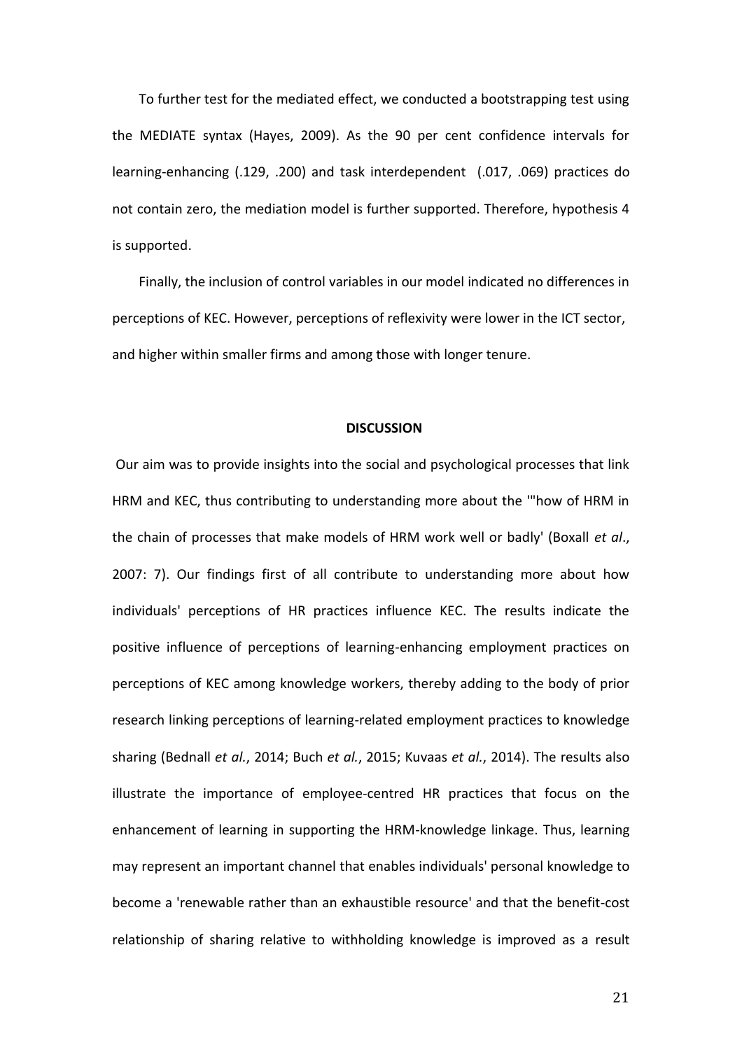To further test for the mediated effect, we conducted a bootstrapping test using the MEDIATE syntax (Hayes, 2009). As the 90 per cent confidence intervals for learning-enhancing (.129, .200) and task interdependent (.017, .069) practices do not contain zero, the mediation model is further supported. Therefore, hypothesis 4 is supported.

Finally, the inclusion of control variables in our model indicated no differences in perceptions of KEC. However, perceptions of reflexivity were lower in the ICT sector, and higher within smaller firms and among those with longer tenure.

## DISCUSSION

Our aim was to provide insights into the social and psychological processes that link HRM and KEC, thus contributing to understanding more about the '"how of HRM in the chain of processes that make models of HRM work well or badly' (Boxall *et al*., 2007: 7). Our findings first of all contribute to understanding more about how individuals' perceptions of HR practices influence KEC. The results indicate the positive influence of perceptions of learning-enhancing employment practices on perceptions of KEC among knowledge workers, thereby adding to the body of prior research linking perceptions of learning-related employment practices to knowledge sharing (Bednall *et al.*, 2014; Buch *et al.*, 2015; Kuvaas *et al.*, 2014). The results also illustrate the importance of employee-centred HR practices that focus on the enhancement of learning in supporting the HRM-knowledge linkage. Thus, learning may represent an important channel that enables individuals' personal knowledge to become a 'renewable rather than an exhaustible resource' and that the benefit-cost relationship of sharing relative to withholding knowledge is improved as a result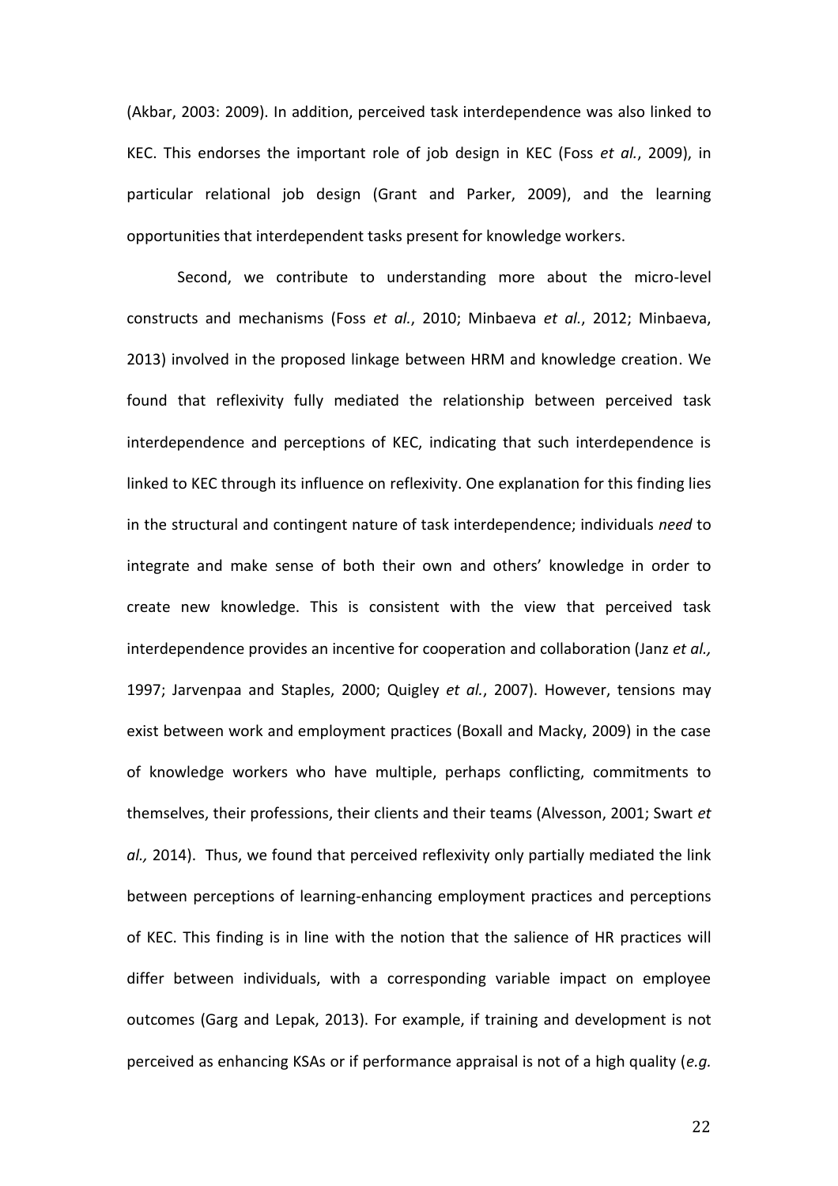(Akbar, 2003: 2009). In addition, perceived task interdependence was also linked to KEC. This endorses the important role of job design in KEC (Foss *et al.*, 2009), in particular relational job design (Grant and Parker, 2009), and the learning opportunities that interdependent tasks present for knowledge workers.

Second, we contribute to understanding more about the micro-level constructs and mechanisms (Foss *et al.*, 2010; Minbaeva *et al.*, 2012; Minbaeva, 2013) involved in the proposed linkage between HRM and knowledge creation. We found that reflexivity fully mediated the relationship between perceived task interdependence and perceptions of KEC, indicating that such interdependence is linked to KEC through its influence on reflexivity. One explanation for this finding lies in the structural and contingent nature of task interdependence; individuals *need* to integrate and make sense of both their own and others' knowledge in order to create new knowledge. This is consistent with the view that perceived task interdependence provides an incentive for cooperation and collaboration (Janz *et al.,* 1997; Jarvenpaa and Staples, 2000; Quigley *et al.*, 2007). However, tensions may exist between work and employment practices (Boxall and Macky, 2009) in the case of knowledge workers who have multiple, perhaps conflicting, commitments to themselves, their professions, their clients and their teams (Alvesson, 2001; Swart *et al.,* 2014). Thus, we found that perceived reflexivity only partially mediated the link between perceptions of learning-enhancing employment practices and perceptions of KEC. This finding is in line with the notion that the salience of HR practices will differ between individuals, with a corresponding variable impact on employee outcomes (Garg and Lepak, 2013). For example, if training and development is not perceived as enhancing KSAs or if performance appraisal is not of a high quality (*e.g.*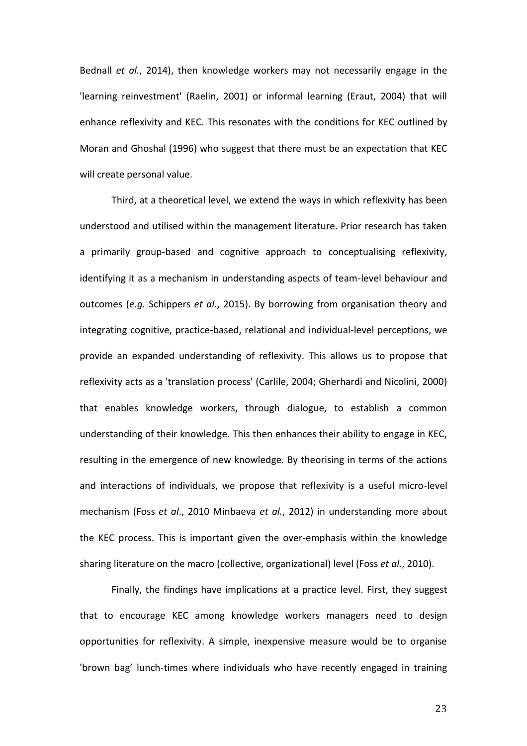Bednall *et al.*, 2014), then knowledge workers may not necessarily engage in the 'learning reinvestment' (Raelin, 2001) or informal learning (Eraut, 2004) that will enhance reflexivity and KEC. This resonates with the conditions for KEC outlined by Moran and Ghoshal (1996) who suggest that there must be an expectation that KEC will create personal value.

Third, at a theoretical level, we extend the ways in which reflexivity has been understood and utilised within the management literature. Prior research has taken a primarily group-based and cognitive approach to conceptualising reflexivity, identifying it as a mechanism in understanding aspects of team-level behaviour and outcomes (*e.g.* Schippers *et al.*, 2015). By borrowing from organisation theory and integrating cognitive, practice-based, relational and individual-level perceptions, we provide an expanded understanding of reflexivity. This allows us to propose that reflexivity acts as a 'translation process' (Carlile, 2004; Gherhardi and Nicolini, 2000) that enables knowledge workers, through dialogue, to establish a common understanding of their knowledge. This then enhances their ability to engage in KEC, resulting in the emergence of new knowledge. By theorising in terms of the actions and interactions of individuals, we propose that reflexivity is a useful micro-level mechanism (Foss *et al*., 2010 Minbaeva *et al.*, 2012) in understanding more about the KEC process. This is important given the over-emphasis within the knowledge sharing literature on the macro (collective, organizational) level (Foss *et al.*, 2010).

Finally, the findings have implications at a practice level. First, they suggest that to encourage KEC among knowledge workers managers need to design opportunities for reflexivity. A simple, inexpensive measure would be to organise 'brown bag' lunch-times where individuals who have recently engaged in training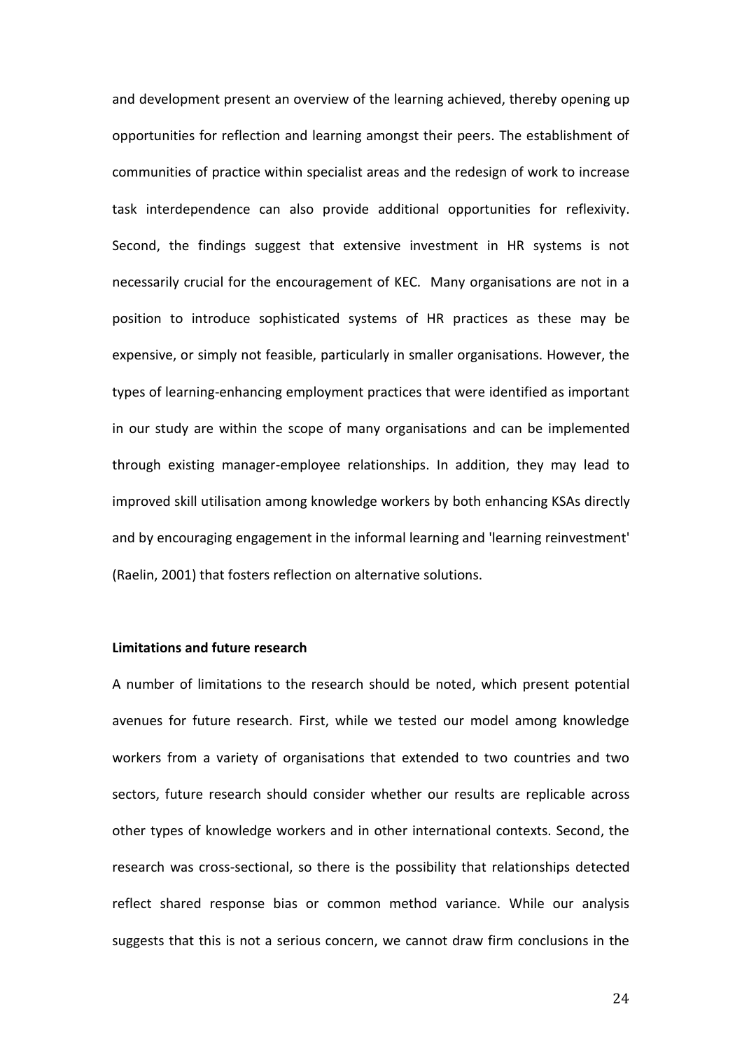and development present an overview of the learning achieved, thereby opening up opportunities for reflection and learning amongst their peers. The establishment of communities of practice within specialist areas and the redesign of work to increase task interdependence can also provide additional opportunities for reflexivity. Second, the findings suggest that extensive investment in HR systems is not necessarily crucial for the encouragement of KEC. Many organisations are not in a position to introduce sophisticated systems of HR practices as these may be expensive, or simply not feasible, particularly in smaller organisations. However, the types of learning-enhancing employment practices that were identified as important in our study are within the scope of many organisations and can be implemented through existing manager-employee relationships. In addition, they may lead to improved skill utilisation among knowledge workers by both enhancing KSAs directly and by encouraging engagement in the informal learning and 'learning reinvestment' (Raelin, 2001) that fosters reflection on alternative solutions.

**Limitations and future research**

A number of limitations to the research should be noted, which present potential avenues for future research. First, while we tested our model among knowledge workers from a variety of organisations that extended to two countries and two sectors, future research should consider whether our results are replicable across other types of knowledge workers and in other international contexts. Second, the research was cross-sectional, so there is the possibility that relationships detected reflect shared response bias or common method variance. While our analysis suggests that this is not a serious concern, we cannot draw firm conclusions in the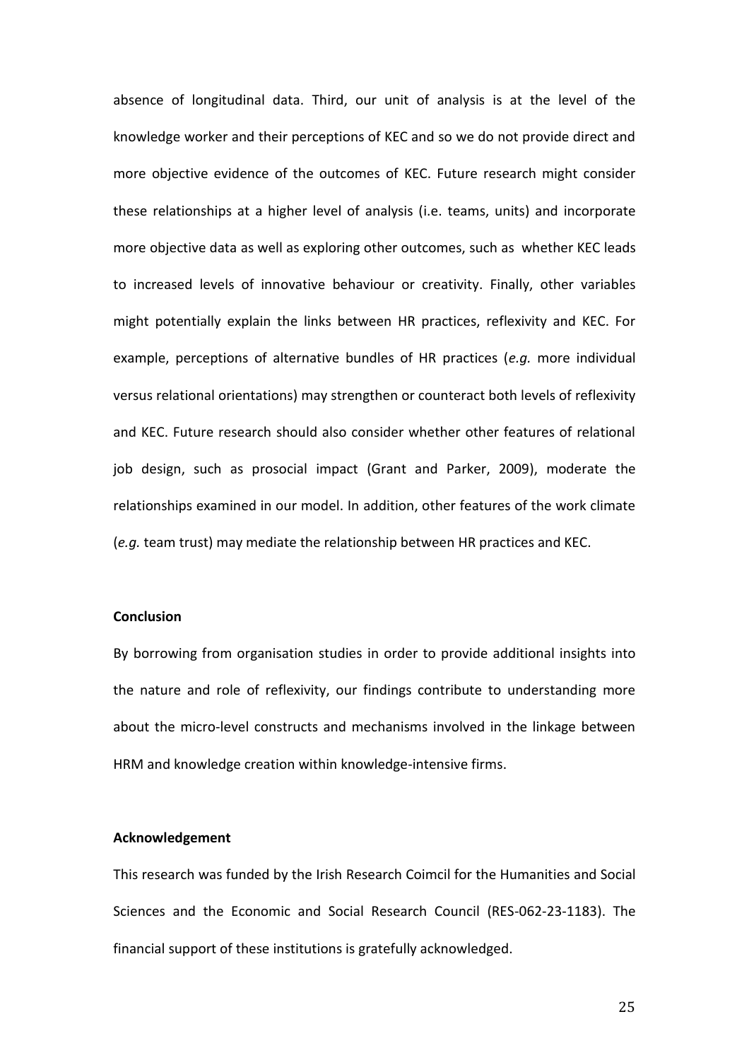absence of longitudinal data. Third, our unit of analysis is at the level of the knowledge worker and their perceptions of KEC and so we do not provide direct and more objective evidence of the outcomes of KEC. Future research might consider these relationships at a higher level of analysis (i.e. teams, units) and incorporate more objective data as well as exploring other outcomes, such as whether KEC leads to increased levels of innovative behaviour or creativity. Finally, other variables might potentially explain the links between HR practices, reflexivity and KEC. For example, perceptions of alternative bundles of HR practices (*e.g.* more individual versus relational orientations) may strengthen or counteract both levels of reflexivity and KEC. Future research should also consider whether other features of relational job design, such as prosocial impact (Grant and Parker, 2009), moderate the relationships examined in our model. In addition, other features of the work climate (*e.g.* team trust) may mediate the relationship between HR practices and KEC.

**Conclusion**

By borrowing from organisation studies in order to provide additional insights into the nature and role of reflexivity, our findings contribute to understanding more about the micro-level constructs and mechanisms involved in the linkage between HRM and knowledge creation within knowledge-intensive firms.

**Acknowledgement**

This research was funded by the Irish Research Coimcil for the Humanities and Social Sciences and the Economic and Social Research Council (RES-062-23-1183). The financial support of these institutions is gratefully acknowledged.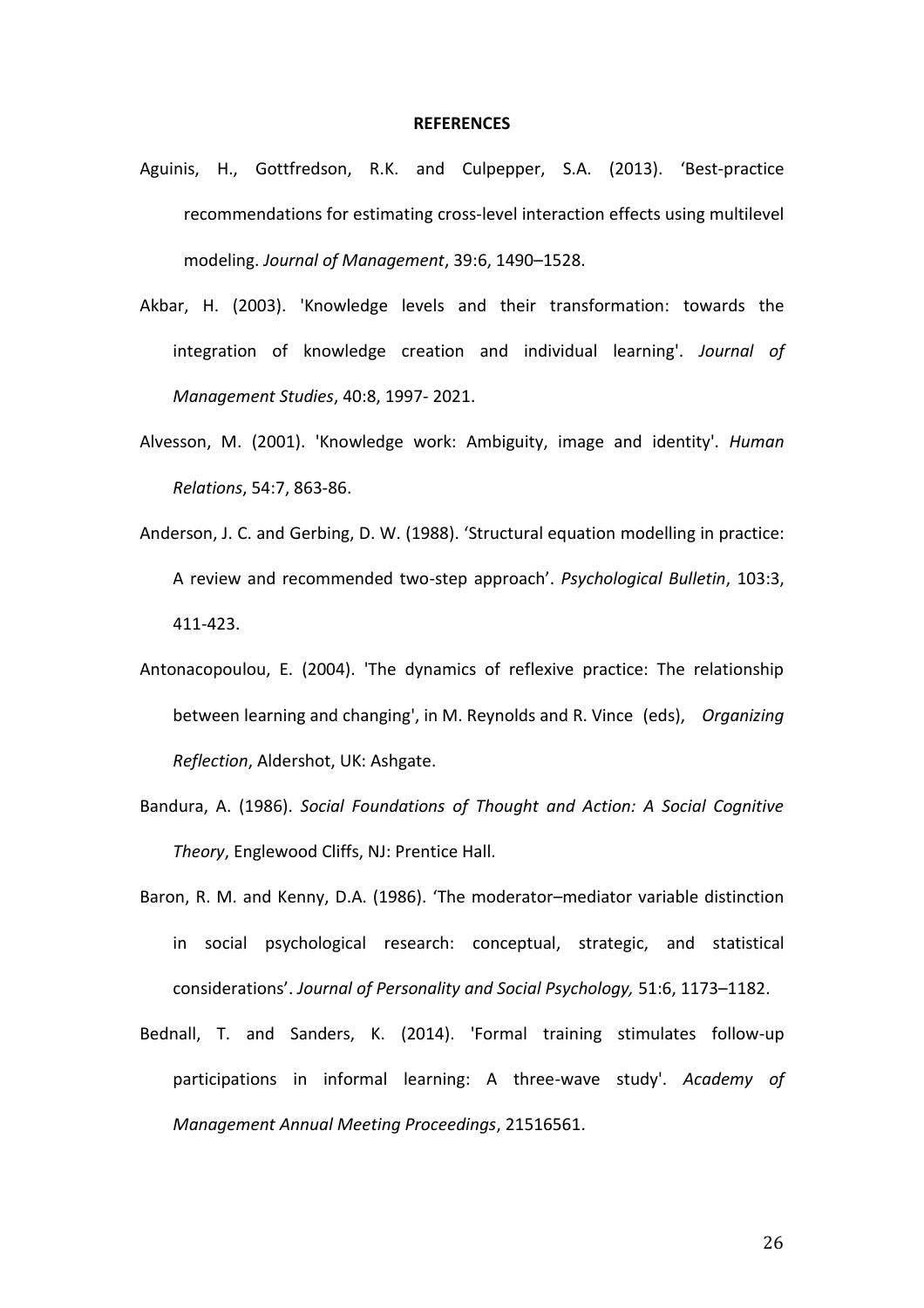# REFERENCES

Aguinis, H., Gottfredson, R.K. and Culpepper, S.A. (2013). 'Best-practice recommendations for estimating cross-level interaction effects using multilevel modeling. *Journal of Management*, 39:6, 1490–1528.

Akbar, H. (2003). 'Knowledge levels and their transformation: towards the integration of knowledge creation and individual learning'. *Journal of Management Studies*, 40:8, 1997- 2021.

Alvesson, M. (2001). 'Knowledge work: Ambiguity, image and identity'. *Human Relations*, 54:7, 863-86.

Anderson, J. C. and Gerbing, D. W. (1988). 'Structural equation modelling in practice: A review and recommended two-step approach'. *Psychological Bulletin*, 103:3, 411-423.

Antonacopoulou, E. (2004). 'The dynamics of reflexive practice: The relationship between learning and changing', in M. Reynolds and R. Vince (eds), *Organizing Reflection*, Aldershot, UK: Ashgate.

Bandura, A. (1986). *Social Foundations of Thought and Action: A Social Cognitive Theory*, Englewood Cliffs, NJ: Prentice Hall.

Baron, R. M. and Kenny, D.A. (1986). 'The moderator–mediator variable distinction in social psychological research: conceptual, strategic, and statistical considerations'. *Journal of Personality and Social Psychology,* 51:6, 1173–1182.

Bednall, T. and Sanders, K. (2014). 'Formal training stimulates follow-up participations in informal learning: A three-wave study'. *Academy of Management Annual Meeting Proceedings*, 21516561.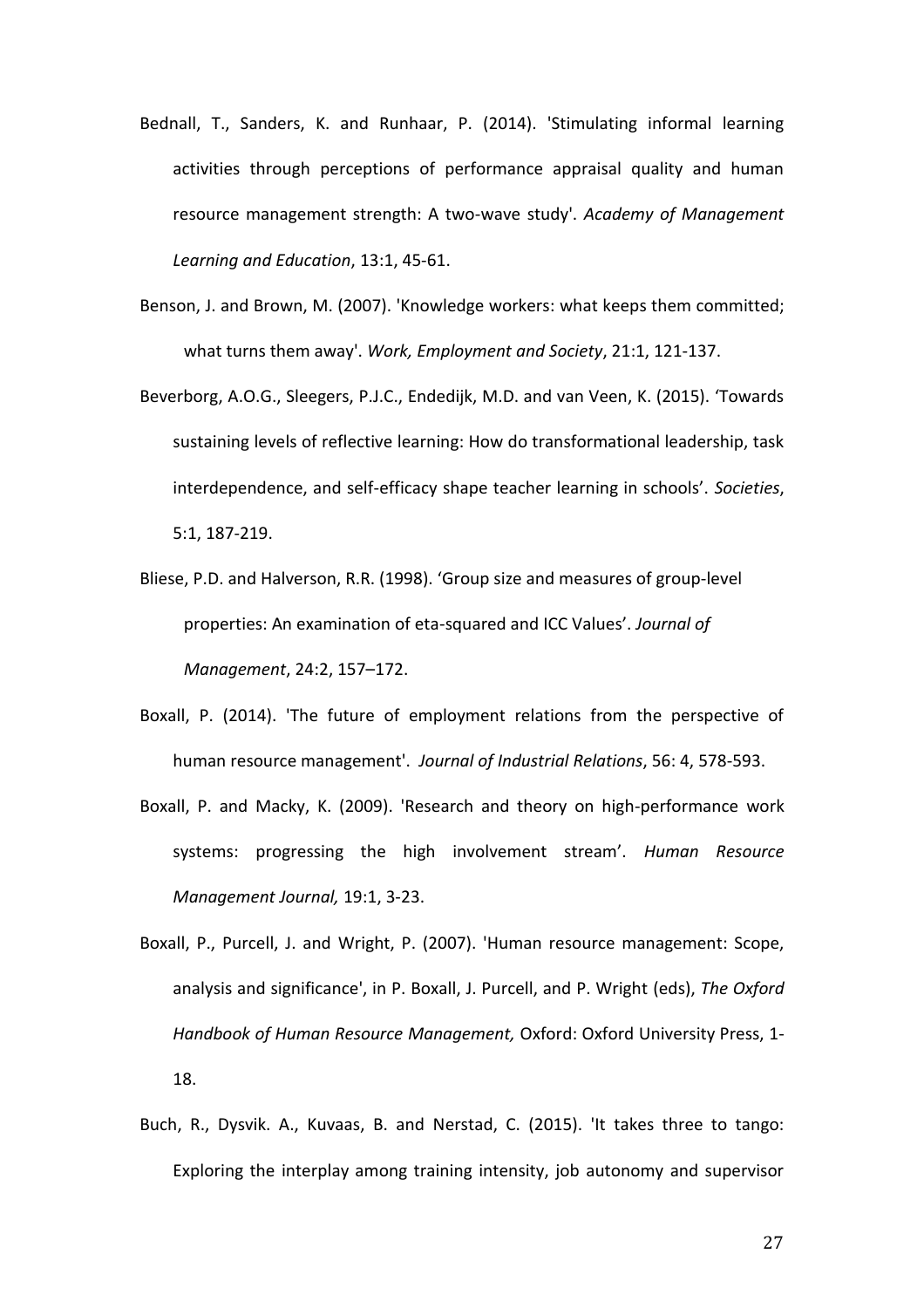Bednall, T., Sanders, K. and Runhaar, P. (2014). 'Stimulating informal learning activities through perceptions of performance appraisal quality and human resource management strength: A two-wave study'. *Academy of Management Learning and Education*, 13:1, 45-61.

Benson, J. and Brown, M. (2007). 'Knowledge workers: what keeps them committed; what turns them away'. *Work, Employment and Society*, 21:1, 121-137.

Beverborg, A.O.G., Sleegers, P.J.C., Endedijk, M.D. and van Veen, K. (2015). 'Towards sustaining levels of reflective learning: How do transformational leadership, task interdependence, and self-efficacy shape teacher learning in schools'. *Societies*, 5:1, 187-219.

Bliese, P.D. and Halverson, R.R. (1998). 'Group size and measures of group-level properties: An examination of eta-squared and ICC Values'. *Journal of Management*, 24:2, 157–172.

Boxall, P. (2014). 'The future of employment relations from the perspective of human resource management'. *Journal of Industrial Relations*, 56: 4, 578-593.

Boxall, P. and Macky, K. (2009). 'Research and theory on high-performance work systems: progressing the high involvement stream'. *Human Resource Management Journal,* 19:1, 3-23.

Boxall, P., Purcell, J. and Wright, P. (2007). 'Human resource management: Scope, analysis and significance', in P. Boxall, J. Purcell, and P. Wright (eds), *The Oxford Handbook of Human Resource Management,* Oxford: Oxford University Press, 1-18.

Buch, R., Dysvik. A., Kuvaas, B. and Nerstad, C. (2015). 'It takes three to tango: Exploring the interplay among training intensity, job autonomy and supervisor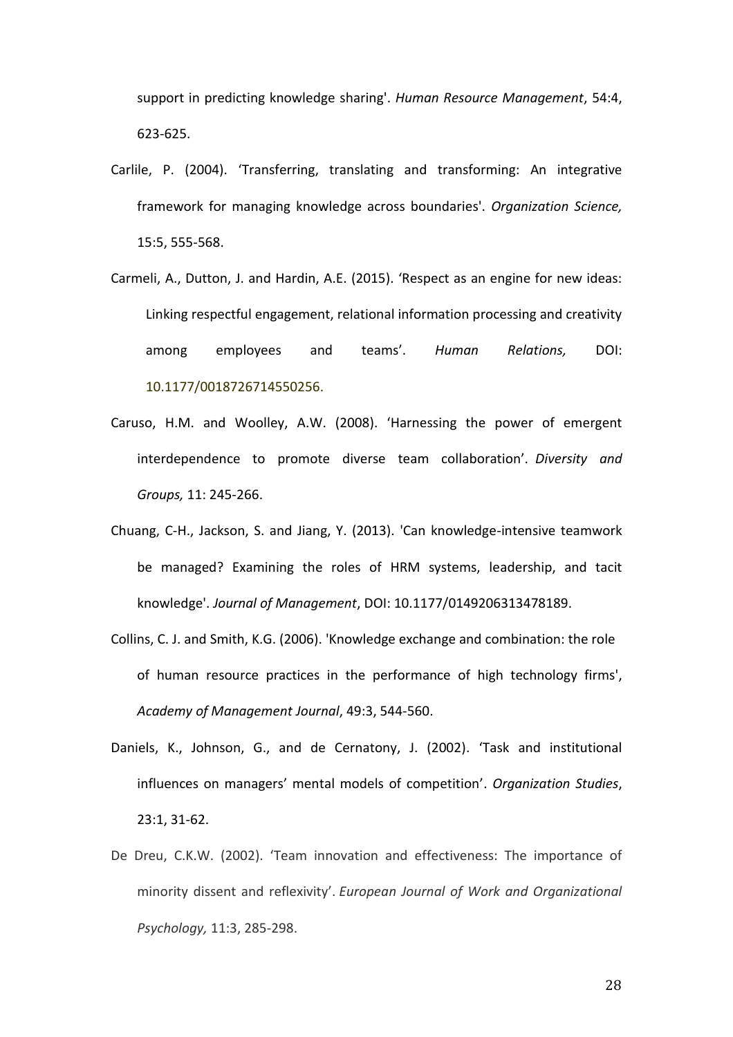support in predicting knowledge sharing'. *Human Resource Management*, 54:4, 623-625.

Carlile, P. (2004). 'Transferring, translating and transforming: An integrative framework for managing knowledge across boundaries'. *Organization Science,* 15:5, 555-568.

Carmeli, A., Dutton, J. and Hardin, A.E. (2015). 'Respect as an engine for new ideas: Linking respectful engagement, relational information processing and creativity among employees and teams'. *Human Relations,* DOI: 10.1177/0018726714550256.

Caruso, H.M. and Woolley, A.W. (2008). 'Harnessing the power of emergent interdependence to promote diverse team collaboration'. *Diversity and Groups,* 11: 245-266.

Chuang, C-H., Jackson, S. and Jiang, Y. (2013). 'Can knowledge-intensive teamwork be managed? Examining the roles of HRM systems, leadership, and tacit knowledge'. *Journal of Management*, DOI: 10.1177/0149206313478189.

Collins, C. J. and Smith, K.G. (2006). 'Knowledge exchange and combination: the role of human resource practices in the performance of high technology firms', *Academy of Management Journal*, 49:3, 544-560.

Daniels, K., Johnson, G., and de Cernatony, J. (2002). 'Task and institutional influences on managers' mental models of competition'. *Organization Studies*, 23:1, 31-62.

De Dreu, C.K.W. (2002). 'Team innovation and effectiveness: The importance of minority dissent and reflexivity'. *European Journal of Work and Organizational Psychology,* 11:3, 285-298.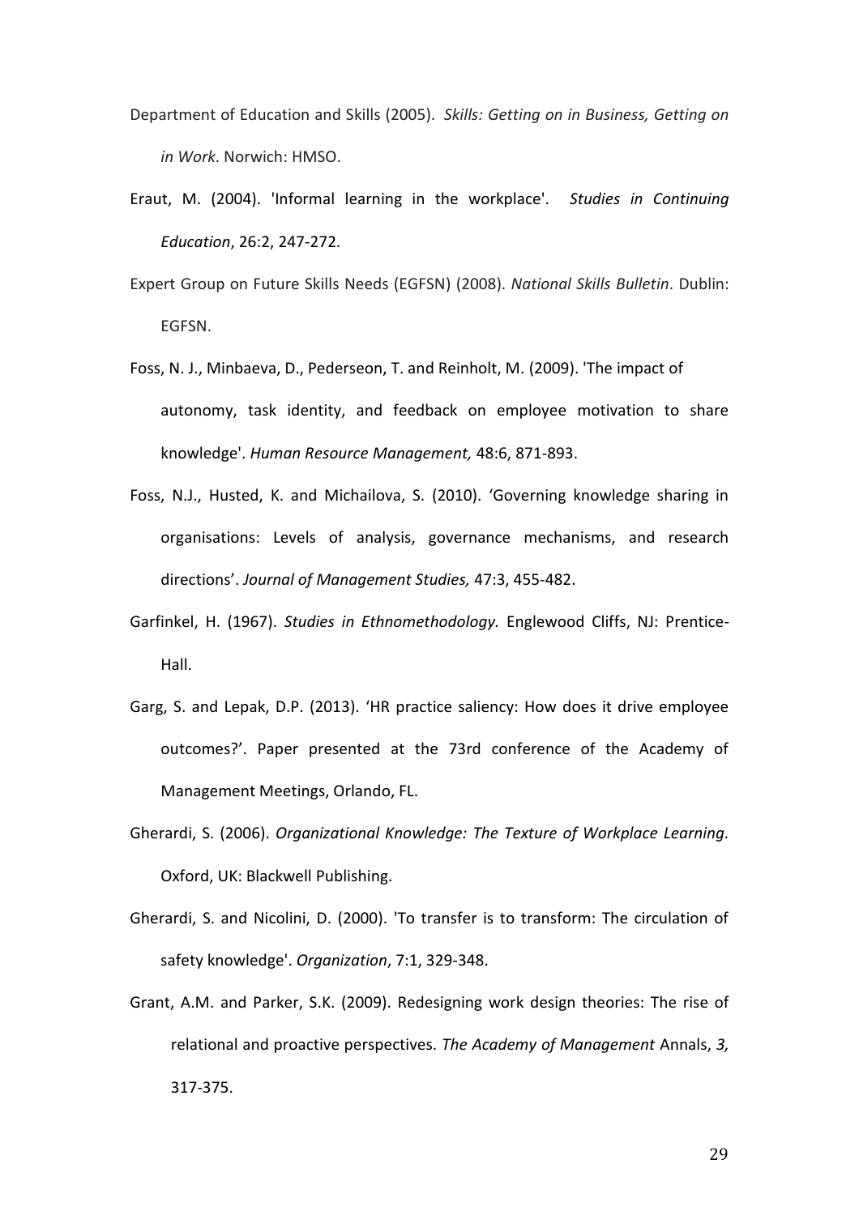Department of Education and Skills (2005). *Skills: Getting on in Business, Getting on in Work*. Norwich: HMSO.

Eraut, M. (2004). 'Informal learning in the workplace'. *Studies in Continuing Education*, 26:2, 247-272.

Expert Group on Future Skills Needs (EGFSN) (2008). *National Skills Bulletin*. Dublin: EGFSN.

Foss, N. J., Minbaeva, D., Pederseon, T. and Reinholt, M. (2009). 'The impact of autonomy, task identity, and feedback on employee motivation to share knowledge'. *Human Resource Management,* 48:6, 871-893.

Foss, N.J., Husted, K. and Michailova, S. (2010). 'Governing knowledge sharing in organisations: Levels of analysis, governance mechanisms, and research directions'. *Journal of Management Studies,* 47:3, 455-482.

Garfinkel, H. (1967). *Studies in Ethnomethodology.* Englewood Cliffs, NJ: Prentice-Hall.

Garg, S. and Lepak, D.P. (2013). 'HR practice saliency: How does it drive employee outcomes?'. Paper presented at the 73rd conference of the Academy of Management Meetings, Orlando, FL.

Gherardi, S. (2006). *Organizational Knowledge: The Texture of Workplace Learning.* Oxford, UK: Blackwell Publishing.

Gherardi, S. and Nicolini, D. (2000). 'To transfer is to transform: The circulation of safety knowledge'. *Organization*, 7:1, 329-348.

Grant, A.M. and Parker, S.K. (2009). Redesigning work design theories: The rise of relational and proactive perspectives. *The Academy of Management* Annals, *3,* 317-375.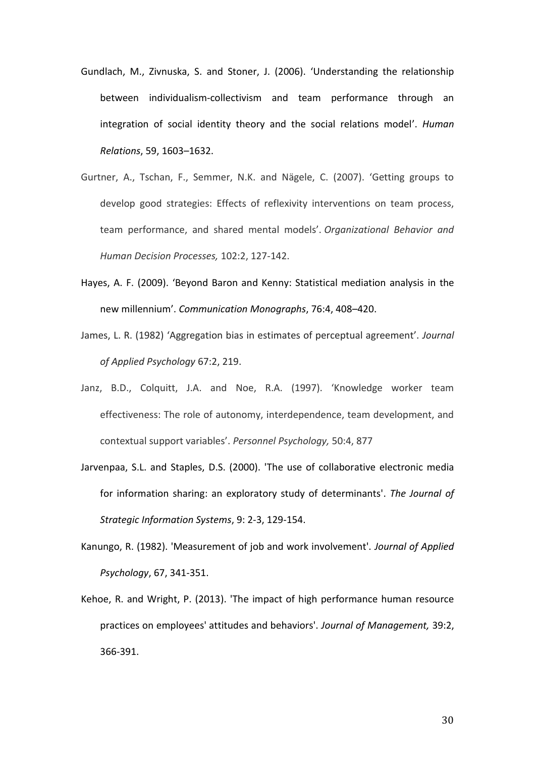Gundlach, M., Zivnuska, S. and Stoner, J. (2006). 'Understanding the relationship between individualism-collectivism and team performance through an integration of social identity theory and the social relations model'. *Human Relations*, 59, 1603–1632.

Gurtner, A., Tschan, F., Semmer, N.K. and Nägele, C. (2007). 'Getting groups to develop good strategies: Effects of reflexivity interventions on team process, team performance, and shared mental models'. *Organizational Behavior and Human Decision Processes,* 102:2, 127-142.

Hayes, A. F. (2009). 'Beyond Baron and Kenny: Statistical mediation analysis in the new millennium'. *Communication Monographs*, 76:4, 408–420.

James, L. R. (1982) 'Aggregation bias in estimates of perceptual agreement'. *Journal of Applied Psychology* 67:2, 219.

Janz, B.D., Colquitt, J.A. and Noe, R.A. (1997). 'Knowledge worker team effectiveness: The role of autonomy, interdependence, team development, and contextual support variables'. *Personnel Psychology,* 50:4, 877

Jarvenpaa, S.L. and Staples, D.S. (2000). 'The use of collaborative electronic media for information sharing: an exploratory study of determinants'. *The Journal of Strategic Information Systems*, 9: 2-3, 129-154.

Kanungo, R. (1982). 'Measurement of job and work involvement'. *Journal of Applied Psychology*, 67, 341-351.

Kehoe, R. and Wright, P. (2013). 'The impact of high performance human resource practices on employees' attitudes and behaviors'. *Journal of Management,* 39:2, 366-391.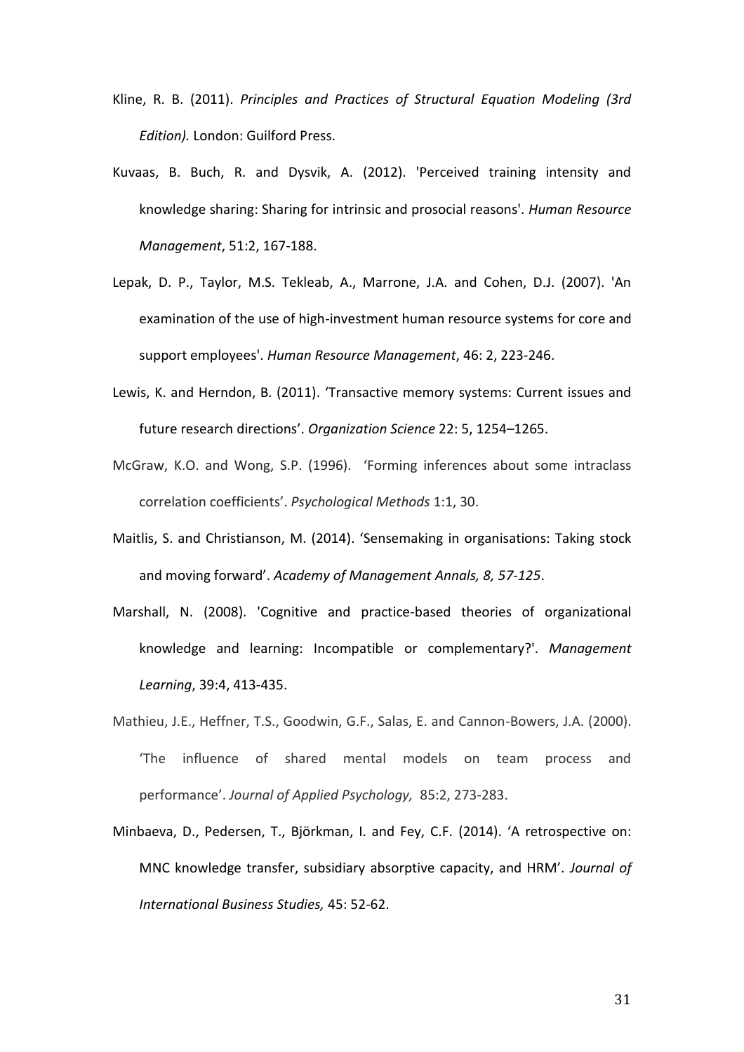Kline, R. B. (2011). *Principles and Practices of Structural Equation Modeling (3rd Edition).* London: Guilford Press.

Kuvaas, B. Buch, R. and Dysvik, A. (2012). 'Perceived training intensity and knowledge sharing: Sharing for intrinsic and prosocial reasons'. *Human Resource Management*, 51:2, 167-188.

Lepak, D. P., Taylor, M.S. Tekleab, A., Marrone, J.A. and Cohen, D.J. (2007). 'An examination of the use of high-investment human resource systems for core and support employees'. *Human Resource Management*, 46: 2, 223-246.

Lewis, K. and Herndon, B. (2011). 'Transactive memory systems: Current issues and future research directions'. *Organization Science* 22: 5, 1254–1265.

McGraw, K.O. and Wong, S.P. (1996). 'Forming inferences about some intraclass correlation coefficients'. *Psychological Methods* 1:1, 30.

Maitlis, S. and Christianson, M. (2014). 'Sensemaking in organisations: Taking stock and moving forward'. *Academy of Management Annals, 8, 57-125*.

Marshall, N. (2008). 'Cognitive and practice-based theories of organizational knowledge and learning: Incompatible or complementary?'. *Management Learning*, 39:4, 413-435.

Mathieu, J.E., Heffner, T.S., Goodwin, G.F., Salas, E. and Cannon-Bowers, J.A. (2000). 'The influence of shared mental models on team process and performance'. *Journal of Applied Psychology,* 85:2, 273-283.

Minbaeva, D., Pedersen, T., Björkman, I. and Fey, C.F. (2014). 'A retrospective on: MNC knowledge transfer, subsidiary absorptive capacity, and HRM'. *Journal of International Business Studies,* 45: 52-62.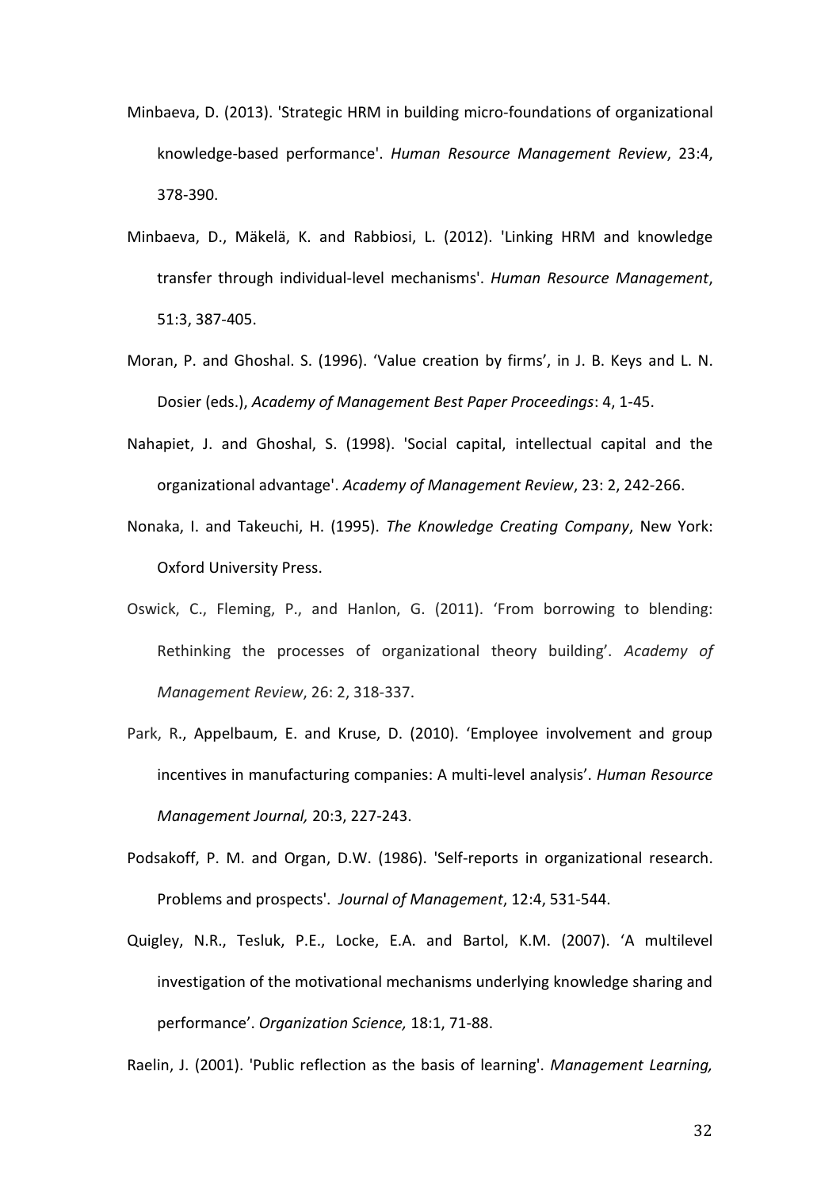Minbaeva, D. (2013). 'Strategic HRM in building micro-foundations of organizational knowledge-based performance'. *Human Resource Management Review*, 23:4, 378-390.

Minbaeva, D., Mäkelä, K. and Rabbiosi, L. (2012). 'Linking HRM and knowledge transfer through individual-level mechanisms'. *Human Resource Management*, 51:3, 387-405.

Moran, P. and Ghoshal. S. (1996). 'Value creation by firms', in J. B. Keys and L. N. Dosier (eds.), *Academy of Management Best Paper Proceedings*: 4, 1-45.

Nahapiet, J. and Ghoshal, S. (1998). 'Social capital, intellectual capital and the organizational advantage'. *Academy of Management Review*, 23: 2, 242-266.

Nonaka, I. and Takeuchi, H. (1995). *The Knowledge Creating Company*, New York: Oxford University Press.

Oswick, C., Fleming, P., and Hanlon, G. (2011). 'From borrowing to blending: Rethinking the processes of organizational theory building'. *Academy of Management Review*, 26: 2, 318-337.

Park, R., Appelbaum, E. and Kruse, D. (2010). 'Employee involvement and group incentives in manufacturing companies: A multi-level analysis'. *Human Resource Management Journal,* 20:3, 227-243.

Podsakoff, P. M. and Organ, D.W. (1986). 'Self-reports in organizational research. Problems and prospects'. *Journal of Management*, 12:4, 531-544.

Quigley, N.R., Tesluk, P.E., Locke, E.A. and Bartol, K.M. (2007). 'A multilevel investigation of the motivational mechanisms underlying knowledge sharing and performance'. *Organization Science,* 18:1, 71-88.

Raelin, J. (2001). 'Public reflection as the basis of learning'. *Management Learning,*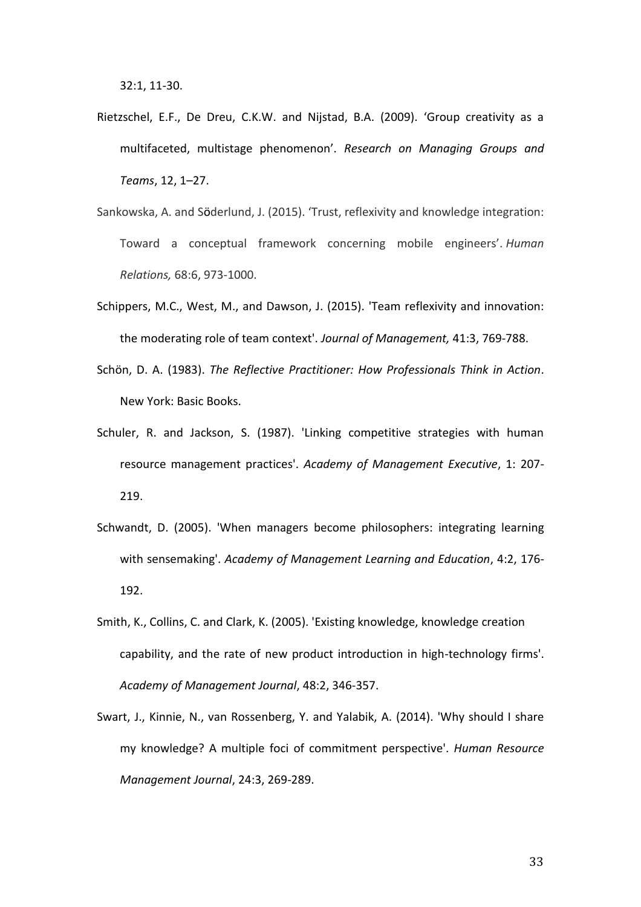32:1, 11-30.

Rietzschel, E.F., De Dreu, C.K.W. and Nijstad, B.A. (2009). 'Group creativity as a multifaceted, multistage phenomenon'. *Research on Managing Groups and Teams*, 12, 1–27.

Sankowska, A. and Söderlund, J. (2015). 'Trust, reflexivity and knowledge integration: Toward a conceptual framework concerning mobile engineers'. *Human Relations,* 68:6, 973-1000.

Schippers, M.C., West, M., and Dawson, J. (2015). 'Team reflexivity and innovation: the moderating role of team context'. *Journal of Management,* 41:3, 769-788.

Schön, D. A. (1983). *The Reflective Practitioner: How Professionals Think in Action*. New York: Basic Books.

Schuler, R. and Jackson, S. (1987). 'Linking competitive strategies with human resource management practices'. *Academy of Management Executive*, 1: 207-219.

Schwandt, D. (2005). 'When managers become philosophers: integrating learning with sensemaking'. *Academy of Management Learning and Education*, 4:2, 176-192.

Smith, K., Collins, C. and Clark, K. (2005). 'Existing knowledge, knowledge creation capability, and the rate of new product introduction in high-technology firms'. *Academy of Management Journal*, 48:2, 346-357.

Swart, J., Kinnie, N., van Rossenberg, Y. and Yalabik, A. (2014). 'Why should I share my knowledge? A multiple foci of commitment perspective'. *Human Resource Management Journal*, 24:3, 269-289.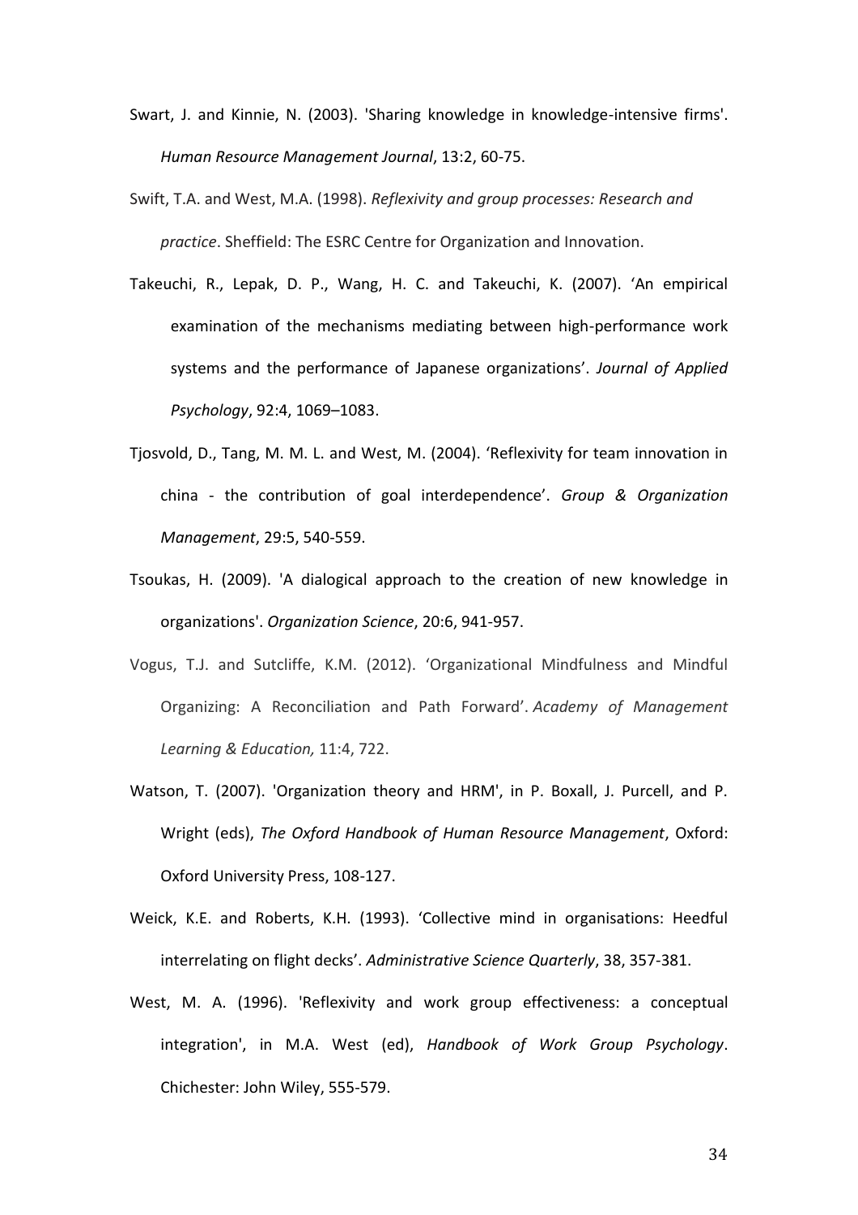Swart, J. and Kinnie, N. (2003). 'Sharing knowledge in knowledge-intensive firms'. *Human Resource Management Journal*, 13:2, 60-75.

Swift, T.A. and West, M.A. (1998). *Reflexivity and group processes: Research and practice*. Sheffield: The ESRC Centre for Organization and Innovation.

Takeuchi, R., Lepak, D. P., Wang, H. C. and Takeuchi, K. (2007). 'An empirical examination of the mechanisms mediating between high-performance work systems and the performance of Japanese organizations'. *Journal of Applied Psychology*, 92:4, 1069–1083.

Tjosvold, D., Tang, M. M. L. and West, M. (2004). 'Reflexivity for team innovation in china - the contribution of goal interdependence'. *Group & Organization Management*, 29:5, 540-559.

Tsoukas, H. (2009). 'A dialogical approach to the creation of new knowledge in organizations'. *Organization Science*, 20:6, 941-957.

Vogus, T.J. and Sutcliffe, K.M. (2012). 'Organizational Mindfulness and Mindful Organizing: A Reconciliation and Path Forward'. *Academy of Management Learning & Education,* 11:4, 722.

Watson, T. (2007). 'Organization theory and HRM', in P. Boxall, J. Purcell, and P. Wright (eds), *The Oxford Handbook of Human Resource Management*, Oxford: Oxford University Press, 108-127.

Weick, K.E. and Roberts, K.H. (1993). 'Collective mind in organisations: Heedful interrelating on flight decks'. *Administrative Science Quarterly*, 38, 357-381.

West, M. A. (1996). 'Reflexivity and work group effectiveness: a conceptual integration', in M.A. West (ed), *Handbook of Work Group Psychology*. Chichester: John Wiley, 555-579.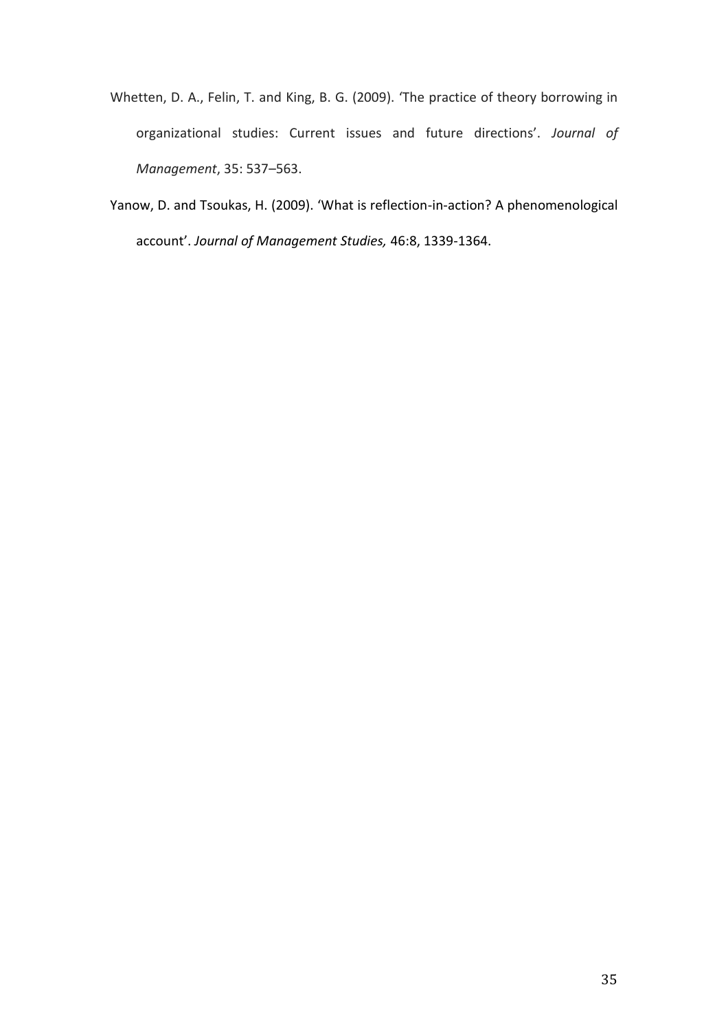Whetten, D. A., Felin, T. and King, B. G. (2009). 'The practice of theory borrowing in organizational studies: Current issues and future directions'. *Journal of Management*, 35: 537–563.

Yanow, D. and Tsoukas, H. (2009). 'What is reflection-in-action? A phenomenological account'. *Journal of Management Studies,* 46:8, 1339-1364.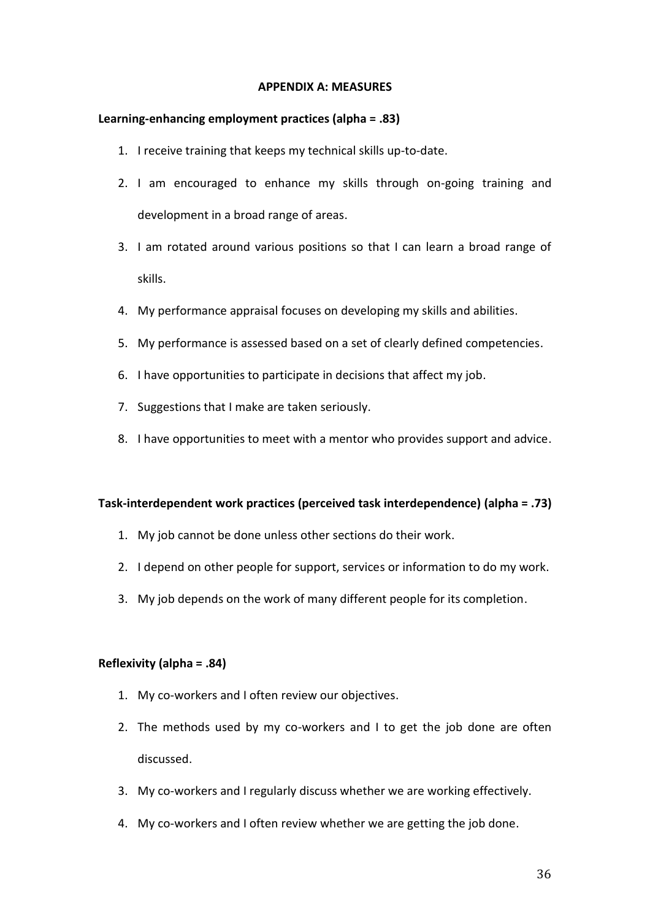# APPENDIX A: MEASURES

**Learning-enhancing employment practices (alpha = .83)**

1. I receive training that keeps my technical skills up-to-date.
2. I am encouraged to enhance my skills through on-going training and development in a broad range of areas.
3. I am rotated around various positions so that I can learn a broad range of skills.
4. My performance appraisal focuses on developing my skills and abilities.
5. My performance is assessed based on a set of clearly defined competencies.
6. I have opportunities to participate in decisions that affect my job.
7. Suggestions that I make are taken seriously.
8. I have opportunities to meet with a mentor who provides support and advice.

**Task-interdependent work practices (perceived task interdependence) (alpha = .73)**

1. My job cannot be done unless other sections do their work.
2. I depend on other people for support, services or information to do my work.
3. My job depends on the work of many different people for its completion.

**Reflexivity (alpha = .84)**

1. My co-workers and I often review our objectives.
2. The methods used by my co-workers and I to get the job done are often discussed.
3. My co-workers and I regularly discuss whether we are working effectively.
4. My co-workers and I often review whether we are getting the job done.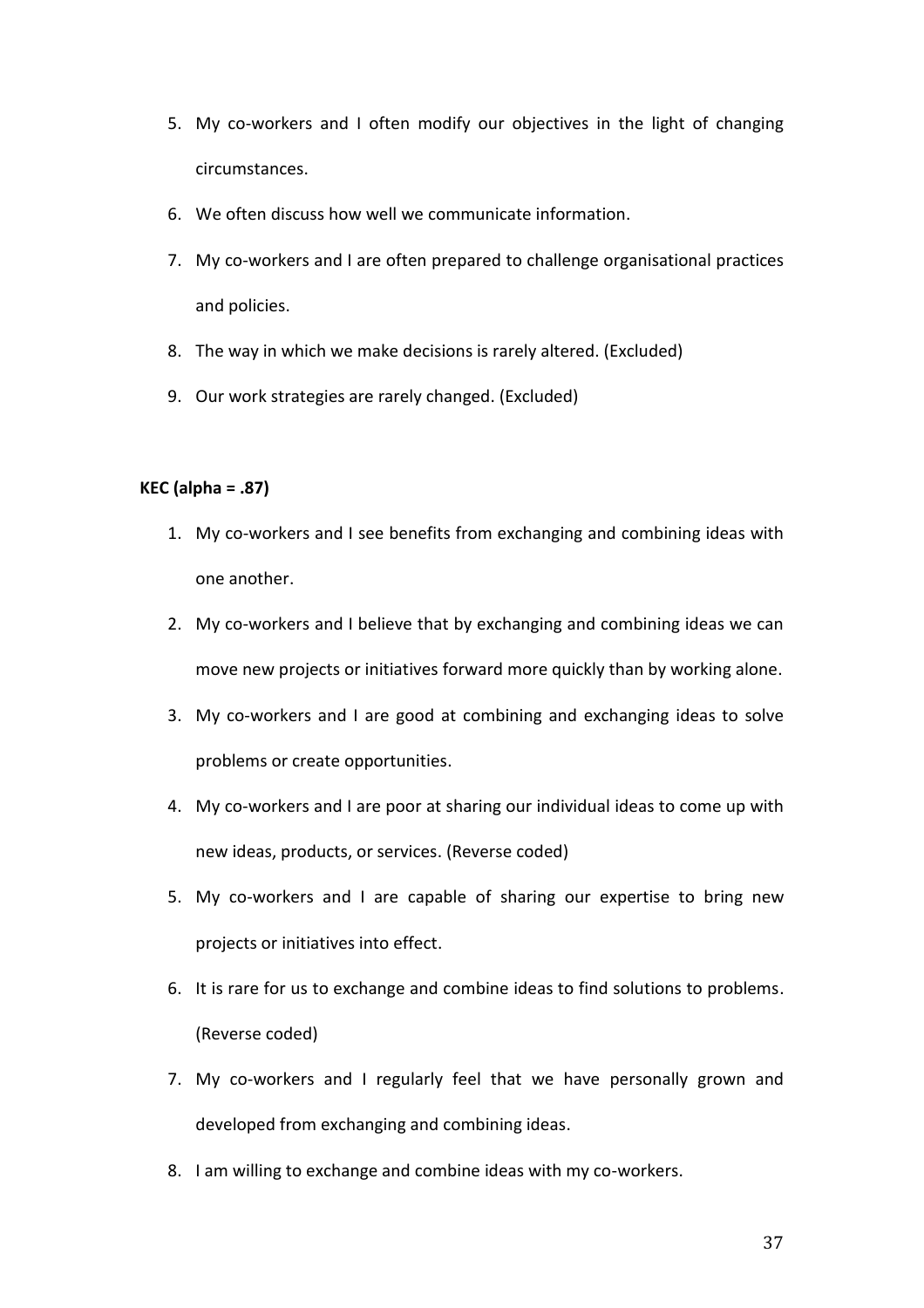5. My co-workers and I often modify our objectives in the light of changing circumstances.
6. We often discuss how well we communicate information.
7. My co-workers and I are often prepared to challenge organisational practices and policies.
8. The way in which we make decisions is rarely altered. (Excluded)
9. Our work strategies are rarely changed. (Excluded)

**KEC (alpha = .87)**

1. My co-workers and I see benefits from exchanging and combining ideas with one another.
2. My co-workers and I believe that by exchanging and combining ideas we can move new projects or initiatives forward more quickly than by working alone.
3. My co-workers and I are good at combining and exchanging ideas to solve problems or create opportunities.
4. My co-workers and I are poor at sharing our individual ideas to come up with new ideas, products, or services. (Reverse coded)
5. My co-workers and I are capable of sharing our expertise to bring new projects or initiatives into effect.
6. It is rare for us to exchange and combine ideas to find solutions to problems. (Reverse coded)
7. My co-workers and I regularly feel that we have personally grown and developed from exchanging and combining ideas.
8. I am willing to exchange and combine ideas with my co-workers.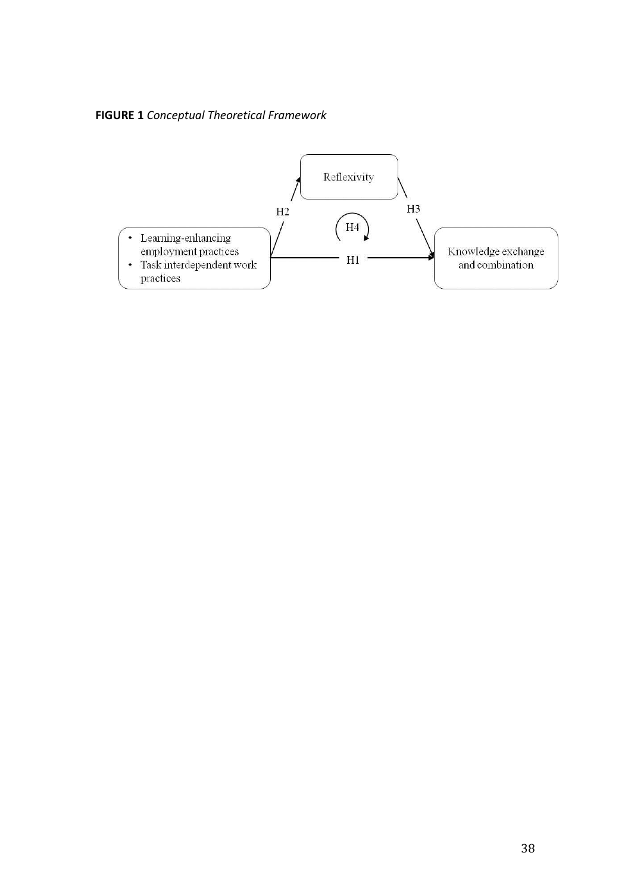**FIGURE 1** *Conceptual Theoretical Framework*

- Learning-enhancing employment practices
- Task interdependent work practices

Reflexivity

Knowledge exchange and combination

H1

H2

H3

H4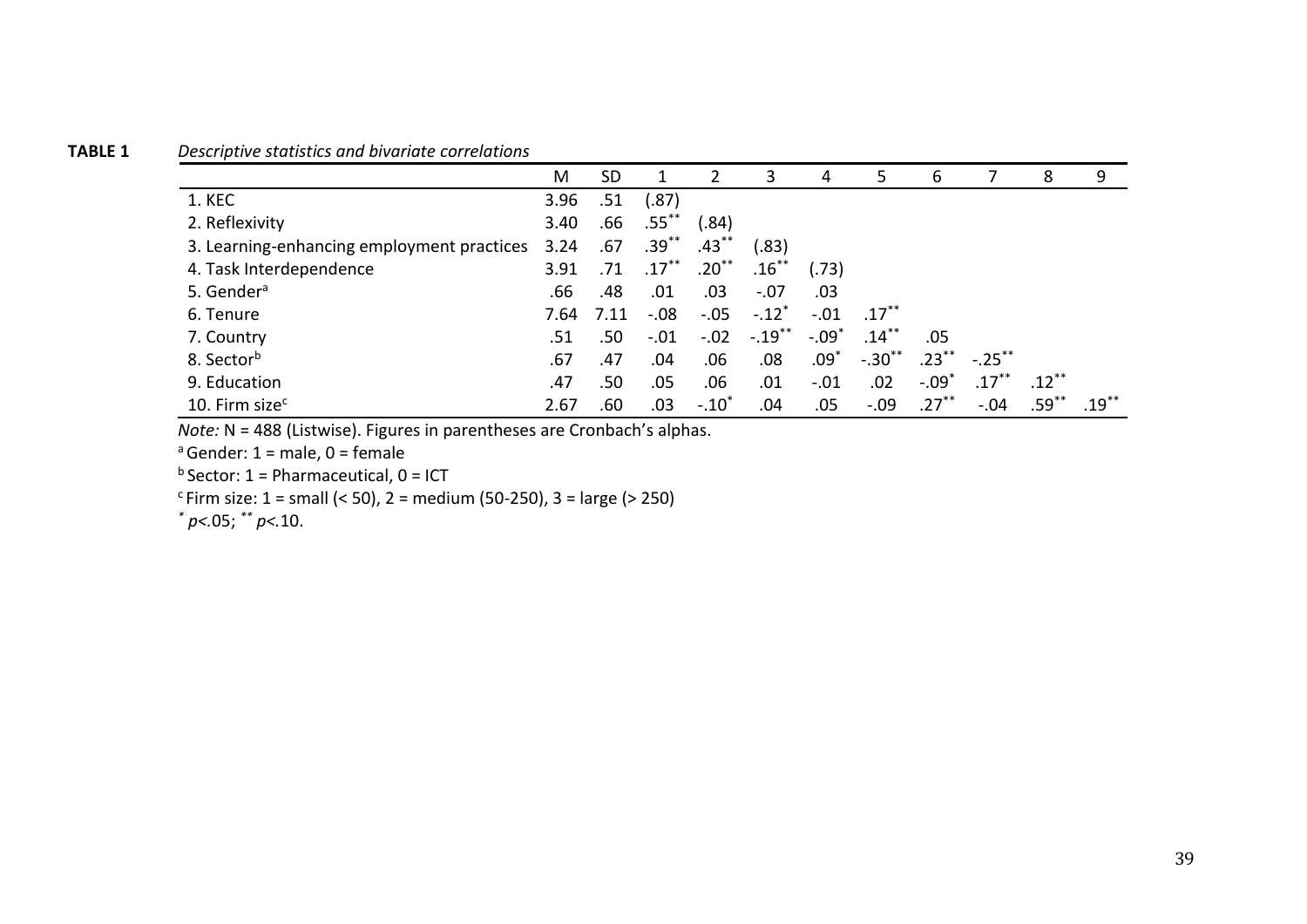**TABLE 1** *Descriptive statistics and bivariate correlations*

| | M | SD | 1 | 2 | 3 | 4 | 5 | 6 | 7 | 8 | 9 |
|---|---|---|---|---|---|---|---|---|---|---|---|
| 1. KEC | 3.96 | .51 | (.87) | | | | | | | | |
| 2. Reflexivity | 3.40 | .66 | .55** | (.84) | | | | | | | |
| 3. Learning-enhancing employment practices | 3.24 | .67 | .39** | .43** | (.83) | | | | | | |
| 4. Task Interdependence | 3.91 | .71 | .17** | .20** | .16** | (.73) | | | | | |
| 5. Gender[a] | .66 | .48 | .01 | .03 | -.07 | .03 | | | | | |
| 6. Tenure | 7.64 | 7.11 | -.08 | -.05 | -.12* | -.01 | .17** | | | | |
| 7. Country | .51 | .50 | -.01 | -.02 | -.19** | -.09* | .14** | .05 | | | |
| 8. Sector[b] | .67 | .47 | .04 | .06 | .08 | .09* | -.30** | .23** | -.25** | | |
| 9. Education | .47 | .50 | .05 | .06 | .01 | -.01 | .02 | -.09* | .17** | .12** | |
| 10. Firm size[c] | 2.67 | .60 | .03 | -.10* | .04 | .05 | -.09 | .27** | -.04 | .59** | .19** |

*Note:* N = 488 (Listwise). Figures in parentheses are Cronbach's alphas.

[a] Gender: 1 = male, 0 = female

[b] Sector: 1 = Pharmaceutical, 0 = ICT

[c] Firm size: 1 = small (< 50), 2 = medium (50-250), 3 = large (> 250)

* $p$<.05; ** $p$<.10.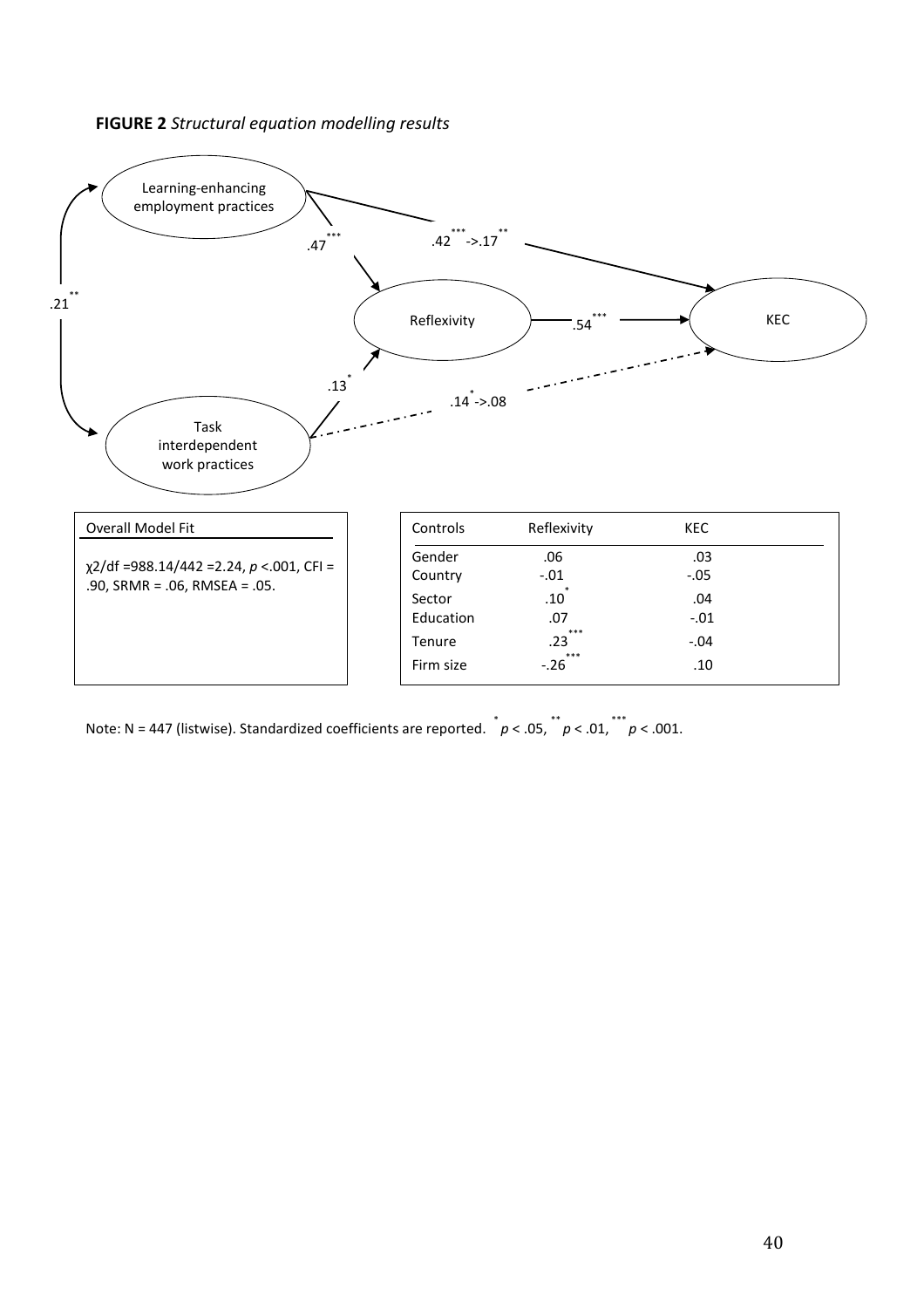**FIGURE 2** *Structural equation modelling results*

Learning-enhancing employment practices

Task interdependent work practices

Reflexivity

KEC

.21**

.47***

.42***->.17**

.54***

.13*

.14*->.08

Overall Model Fit

χ2/df =988.14/442 =2.24, *p* <.001, CFI = .90, SRMR = .06, RMSEA = .05.

| Controls | Reflexivity | KEC |
|---|---|---|
| Gender | .06 | .03 |
| Country | -.01 | -.05 |
| Sector | .10* | .04 |
| Education | .07 | -.01 |
| Tenure | .23*** | -.04 |
| Firm size | -.26*** | .10 |

Note: N = 447 (listwise). Standardized coefficients are reported. * $p < .05$, ** $p < .01$, *** $p < .001$.